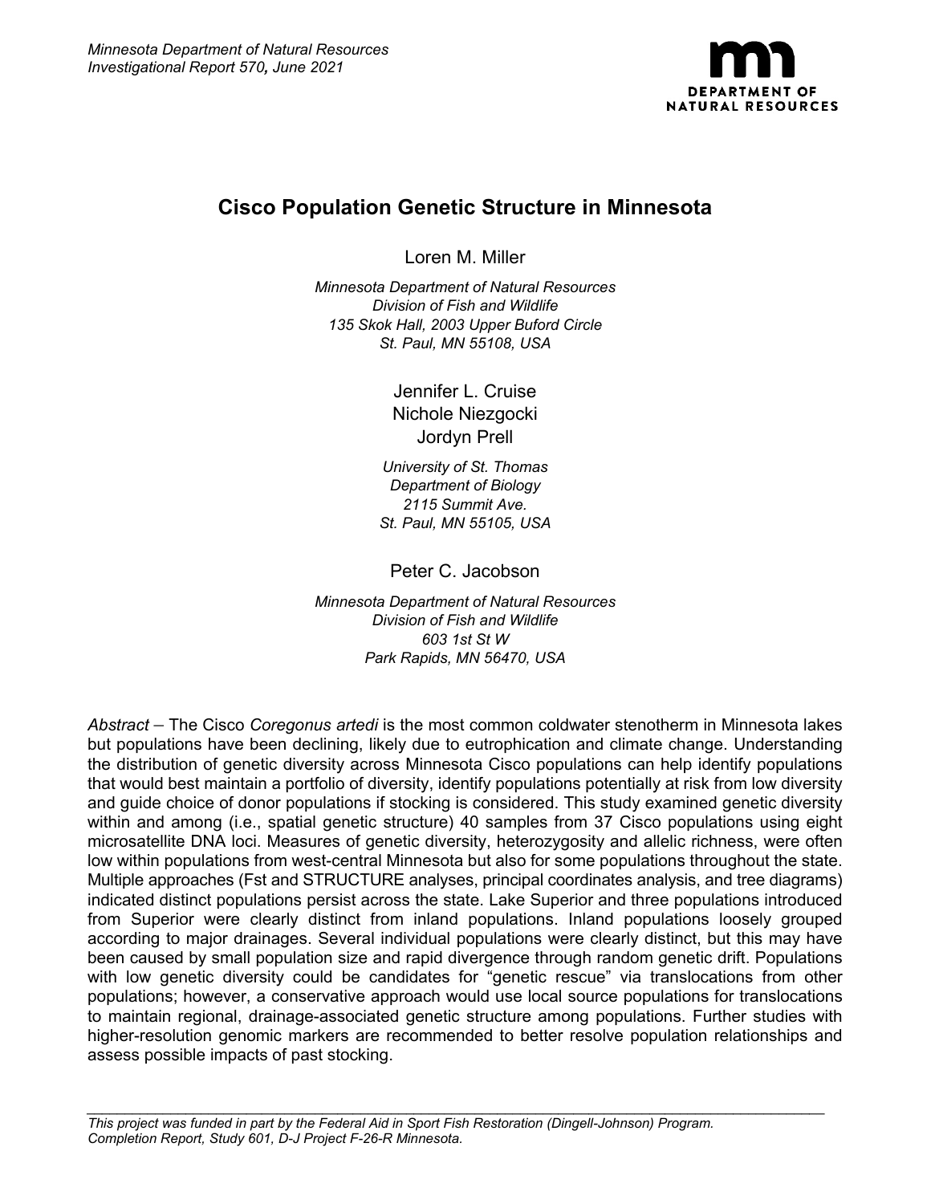*Minnesota Department of Natural Resources*
*Investigational Report 570, June 2021*

DEPARTMENT OF NATURAL RESOURCES

# Cisco Population Genetic Structure in Minnesota

Loren M. Miller

*Minnesota Department of Natural Resources*
*Division of Fish and Wildlife*
*135 Skok Hall, 2003 Upper Buford Circle*
*St. Paul, MN 55108, USA*

Jennifer L. Cruise
Nichole Niezgocki
Jordyn Prell

*University of St. Thomas*
*Department of Biology*
*2115 Summit Ave.*
*St. Paul, MN 55105, USA*

Peter C. Jacobson

*Minnesota Department of Natural Resources*
*Division of Fish and Wildlife*
*603 1st St W*
*Park Rapids, MN 56470, USA*

*Abstract* – The Cisco *Coregonus artedi* is the most common coldwater stenotherm in Minnesota lakes but populations have been declining, likely due to eutrophication and climate change. Understanding the distribution of genetic diversity across Minnesota Cisco populations can help identify populations that would best maintain a portfolio of diversity, identify populations potentially at risk from low diversity and guide choice of donor populations if stocking is considered. This study examined genetic diversity within and among (i.e., spatial genetic structure) 40 samples from 37 Cisco populations using eight microsatellite DNA loci. Measures of genetic diversity, heterozygosity and allelic richness, were often low within populations from west-central Minnesota but also for some populations throughout the state. Multiple approaches (Fst and STRUCTURE analyses, principal coordinates analysis, and tree diagrams) indicated distinct populations persist across the state. Lake Superior and three populations introduced from Superior were clearly distinct from inland populations. Inland populations loosely grouped according to major drainages. Several individual populations were clearly distinct, but this may have been caused by small population size and rapid divergence through random genetic drift. Populations with low genetic diversity could be candidates for "genetic rescue" via translocations from other populations; however, a conservative approach would use local source populations for translocations to maintain regional, drainage-associated genetic structure among populations. Further studies with higher-resolution genomic markers are recommended to better resolve population relationships and assess possible impacts of past stocking.

---

*This project was funded in part by the Federal Aid in Sport Fish Restoration (Dingell-Johnson) Program.*
*Completion Report, Study 601, D-J Project F-26-R Minnesota.*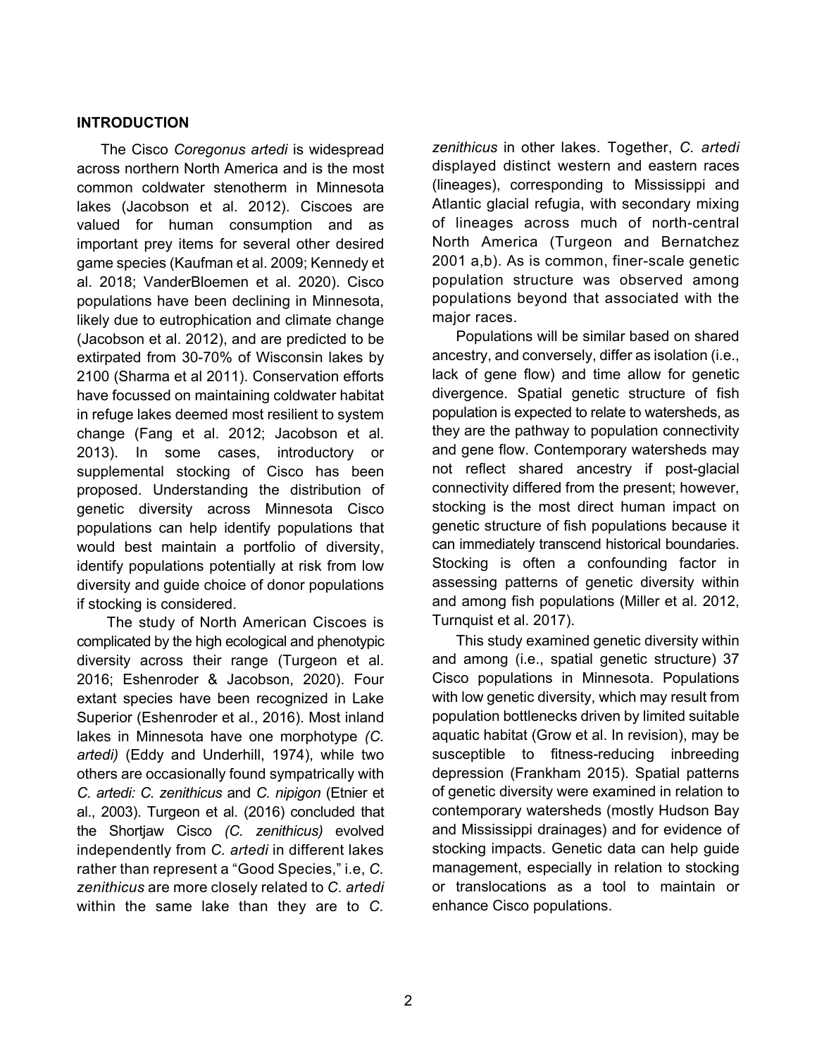## INTRODUCTION

The Cisco *Coregonus artedi* is widespread across northern North America and is the most common coldwater stenotherm in Minnesota lakes (Jacobson et al. 2012). Ciscoes are valued for human consumption and as important prey items for several other desired game species (Kaufman et al. 2009; Kennedy et al. 2018; VanderBloemen et al. 2020). Cisco populations have been declining in Minnesota, likely due to eutrophication and climate change (Jacobson et al. 2012), and are predicted to be extirpated from 30-70% of Wisconsin lakes by 2100 (Sharma et al 2011). Conservation efforts have focussed on maintaining coldwater habitat in refuge lakes deemed most resilient to system change (Fang et al. 2012; Jacobson et al. 2013). In some cases, introductory or supplemental stocking of Cisco has been proposed. Understanding the distribution of genetic diversity across Minnesota Cisco populations can help identify populations that would best maintain a portfolio of diversity, identify populations potentially at risk from low diversity and guide choice of donor populations if stocking is considered.

The study of North American Ciscoes is complicated by the high ecological and phenotypic diversity across their range (Turgeon et al. 2016; Eshenroder & Jacobson, 2020). Four extant species have been recognized in Lake Superior (Eshenroder et al., 2016). Most inland lakes in Minnesota have one morphotype *(C. artedi)* (Eddy and Underhill, 1974), while two others are occasionally found sympatrically with *C. artedi: C. zenithicus* and *C. nipigon* (Etnier et al., 2003). Turgeon et al. (2016) concluded that the Shortjaw Cisco *(C. zenithicus)* evolved independently from *C. artedi* in different lakes rather than represent a "Good Species," i.e, *C. zenithicus* are more closely related to *C. artedi* within the same lake than they are to *C. zenithicus* in other lakes. Together, *C. artedi* displayed distinct western and eastern races (lineages), corresponding to Mississippi and Atlantic glacial refugia, with secondary mixing of lineages across much of north-central North America (Turgeon and Bernatchez 2001 a,b). As is common, finer-scale genetic population structure was observed among populations beyond that associated with the major races.

Populations will be similar based on shared ancestry, and conversely, differ as isolation (i.e., lack of gene flow) and time allow for genetic divergence. Spatial genetic structure of fish population is expected to relate to watersheds, as they are the pathway to population connectivity and gene flow. Contemporary watersheds may not reflect shared ancestry if post-glacial connectivity differed from the present; however, stocking is the most direct human impact on genetic structure of fish populations because it can immediately transcend historical boundaries. Stocking is often a confounding factor in assessing patterns of genetic diversity within and among fish populations (Miller et al. 2012, Turnquist et al. 2017).

This study examined genetic diversity within and among (i.e., spatial genetic structure) 37 Cisco populations in Minnesota. Populations with low genetic diversity, which may result from population bottlenecks driven by limited suitable aquatic habitat (Grow et al. In revision), may be susceptible to fitness-reducing inbreeding depression (Frankham 2015). Spatial patterns of genetic diversity were examined in relation to contemporary watersheds (mostly Hudson Bay and Mississippi drainages) and for evidence of stocking impacts. Genetic data can help guide management, especially in relation to stocking or translocations as a tool to maintain or enhance Cisco populations.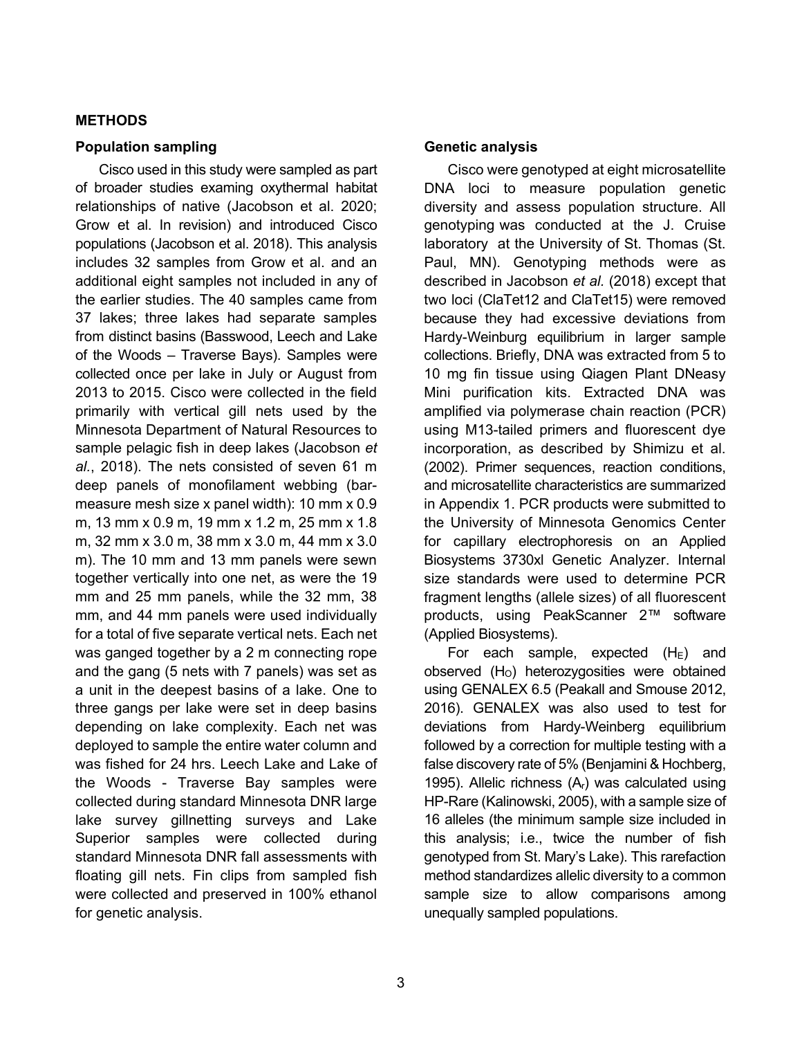## METHODS

### Population sampling

Cisco used in this study were sampled as part of broader studies examing oxythermal habitat relationships of native (Jacobson et al. 2020; Grow et al. In revision) and introduced Cisco populations (Jacobson et al. 2018). This analysis includes 32 samples from Grow et al. and an additional eight samples not included in any of the earlier studies. The 40 samples came from 37 lakes; three lakes had separate samples from distinct basins (Basswood, Leech and Lake of the Woods – Traverse Bays). Samples were collected once per lake in July or August from 2013 to 2015. Cisco were collected in the field primarily with vertical gill nets used by the Minnesota Department of Natural Resources to sample pelagic fish in deep lakes (Jacobson *et al.*, 2018). The nets consisted of seven 61 m deep panels of monofilament webbing (bar-measure mesh size x panel width): 10 mm x 0.9 m, 13 mm x 0.9 m, 19 mm x 1.2 m, 25 mm x 1.8 m, 32 mm x 3.0 m, 38 mm x 3.0 m, 44 mm x 3.0 m). The 10 mm and 13 mm panels were sewn together vertically into one net, as were the 19 mm and 25 mm panels, while the 32 mm, 38 mm, and 44 mm panels were used individually for a total of five separate vertical nets. Each net was ganged together by a 2 m connecting rope and the gang (5 nets with 7 panels) was set as a unit in the deepest basins of a lake. One to three gangs per lake were set in deep basins depending on lake complexity. Each net was deployed to sample the entire water column and was fished for 24 hrs. Leech Lake and Lake of the Woods - Traverse Bay samples were collected during standard Minnesota DNR large lake survey gillnetting surveys and Lake Superior samples were collected during standard Minnesota DNR fall assessments with floating gill nets. Fin clips from sampled fish were collected and preserved in 100% ethanol for genetic analysis.

### Genetic analysis

Cisco were genotyped at eight microsatellite DNA loci to measure population genetic diversity and assess population structure. All genotyping was conducted at the J. Cruise laboratory at the University of St. Thomas (St. Paul, MN). Genotyping methods were as described in Jacobson *et al.* (2018) except that two loci (ClaTet12 and ClaTet15) were removed because they had excessive deviations from Hardy-Weinburg equilibrium in larger sample collections. Briefly, DNA was extracted from 5 to 10 mg fin tissue using Qiagen Plant DNeasy Mini purification kits. Extracted DNA was amplified via polymerase chain reaction (PCR) using M13-tailed primers and fluorescent dye incorporation, as described by Shimizu et al. (2002). Primer sequences, reaction conditions, and microsatellite characteristics are summarized in Appendix 1. PCR products were submitted to the University of Minnesota Genomics Center for capillary electrophoresis on an Applied Biosystems 3730xl Genetic Analyzer. Internal size standards were used to determine PCR fragment lengths (allele sizes) of all fluorescent products, using PeakScanner 2™ software (Applied Biosystems).

For each sample, expected ($H_E$) and observed ($H_O$) heterozygosities were obtained using GENALEX 6.5 (Peakall and Smouse 2012, 2016). GENALEX was also used to test for deviations from Hardy-Weinberg equilibrium followed by a correction for multiple testing with a false discovery rate of 5% (Benjamini & Hochberg, 1995). Allelic richness ($A_r$) was calculated using HP-Rare (Kalinowski, 2005), with a sample size of 16 alleles (the minimum sample size included in this analysis; i.e., twice the number of fish genotyped from St. Mary's Lake). This rarefaction method standardizes allelic diversity to a common sample size to allow comparisons among unequally sampled populations.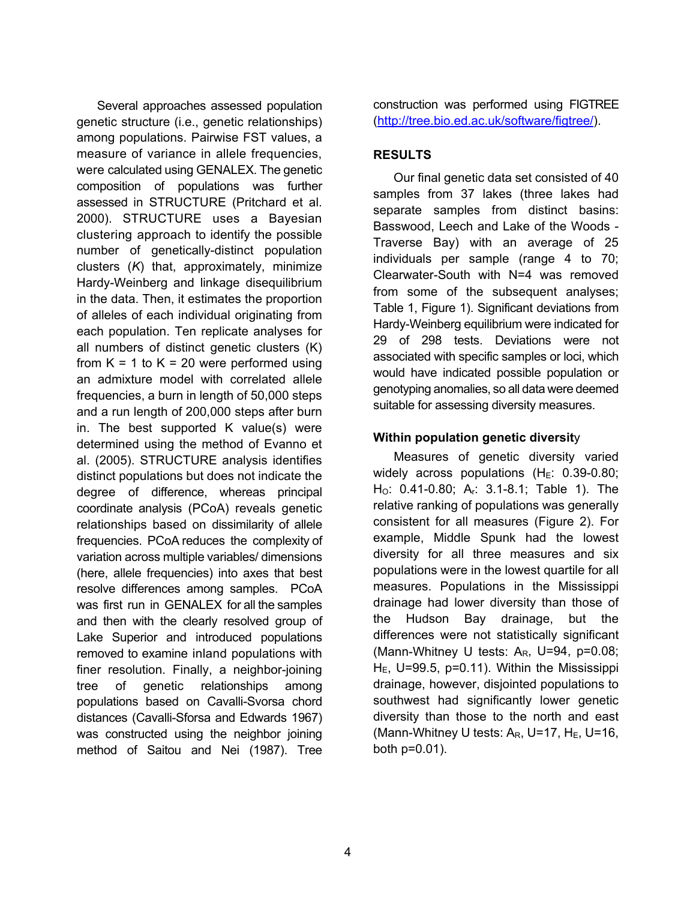Several approaches assessed population genetic structure (i.e., genetic relationships) among populations. Pairwise FST values, a measure of variance in allele frequencies, were calculated using GENALEX. The genetic composition of populations was further assessed in STRUCTURE (Pritchard et al. 2000). STRUCTURE uses a Bayesian clustering approach to identify the possible number of genetically-distinct population clusters (*K*) that, approximately, minimize Hardy-Weinberg and linkage disequilibrium in the data. Then, it estimates the proportion of alleles of each individual originating from each population. Ten replicate analyses for all numbers of distinct genetic clusters (K) from K = 1 to K = 20 were performed using an admixture model with correlated allele frequencies, a burn in length of 50,000 steps and a run length of 200,000 steps after burn in. The best supported K value(s) were determined using the method of Evanno et al. (2005). STRUCTURE analysis identifies distinct populations but does not indicate the degree of difference, whereas principal coordinate analysis (PCoA) reveals genetic relationships based on dissimilarity of allele frequencies. PCoA reduces the complexity of variation across multiple variables/ dimensions (here, allele frequencies) into axes that best resolve differences among samples. PCoA was first run in GENALEX for all the samples and then with the clearly resolved group of Lake Superior and introduced populations removed to examine inland populations with finer resolution. Finally, a neighbor-joining tree of genetic relationships among populations based on Cavalli-Svorsa chord distances (Cavalli-Sforsa and Edwards 1967) was constructed using the neighbor joining method of Saitou and Nei (1987). Tree construction was performed using FIGTREE (http://tree.bio.ed.ac.uk/software/figtree/).

## RESULTS

Our final genetic data set consisted of 40 samples from 37 lakes (three lakes had separate samples from distinct basins: Basswood, Leech and Lake of the Woods - Traverse Bay) with an average of 25 individuals per sample (range 4 to 70; Clearwater-South with N=4 was removed from some of the subsequent analyses; Table 1, Figure 1). Significant deviations from Hardy-Weinberg equilibrium were indicated for 29 of 298 tests. Deviations were not associated with specific samples or loci, which would have indicated possible population or genotyping anomalies, so all data were deemed suitable for assessing diversity measures.

### Within population genetic diversity

Measures of genetic diversity varied widely across populations ($H_E$: 0.39-0.80; $H_O$: 0.41-0.80; $A_r$: 3.1-8.1; Table 1). The relative ranking of populations was generally consistent for all measures (Figure 2). For example, Middle Spunk had the lowest diversity for all three measures and six populations were in the lowest quartile for all measures. Populations in the Mississippi drainage had lower diversity than those of the Hudson Bay drainage, but the differences were not statistically significant (Mann-Whitney U tests: $A_R$, U=94, p=0.08; $H_E$, U=99.5, p=0.11). Within the Mississippi drainage, however, disjointed populations to southwest had significantly lower genetic diversity than those to the north and east (Mann-Whitney U tests: $A_R$, U=17, $H_E$, U=16, both p=0.01).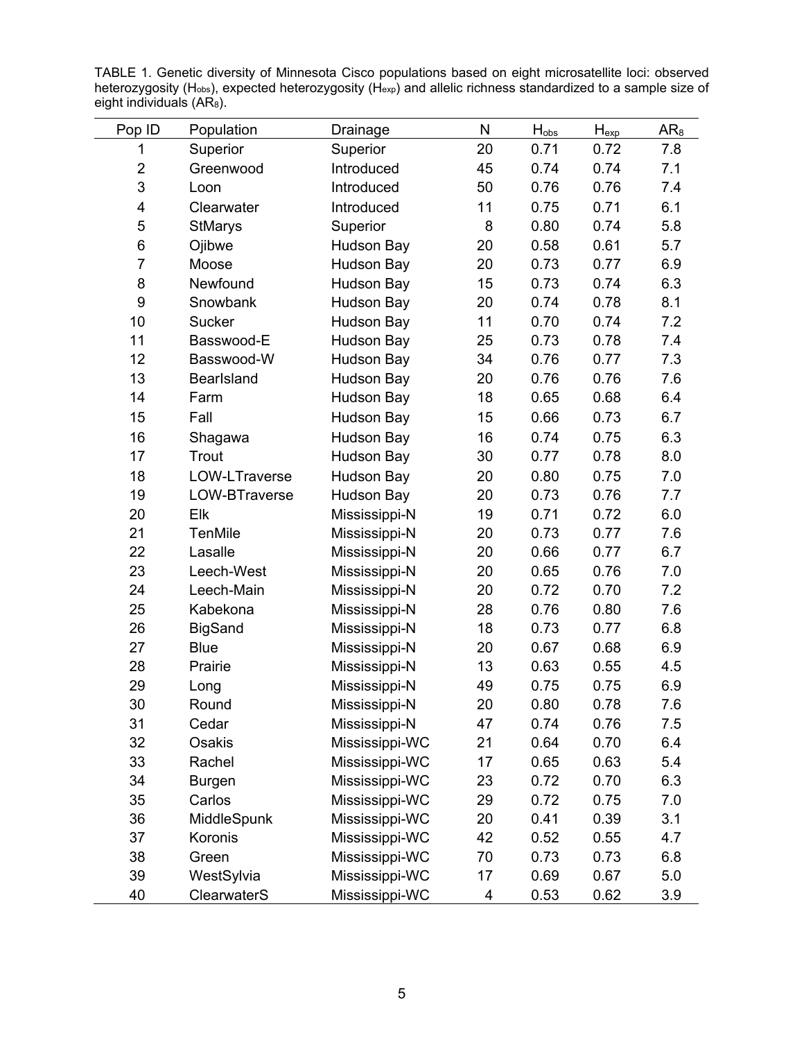TABLE 1. Genetic diversity of Minnesota Cisco populations based on eight microsatellite loci: observed heterozygosity ($H_{obs}$), expected heterozygosity ($H_{exp}$) and allelic richness standardized to a sample size of eight individuals ($AR_8$).

| Pop ID | Population | Drainage | N | $H_{obs}$ | $H_{exp}$ | $AR_8$ |
|---|---|---|---|---|---|---|
| 1 | Superior | Superior | 20 | 0.71 | 0.72 | 7.8 |
| 2 | Greenwood | Introduced | 45 | 0.74 | 0.74 | 7.1 |
| 3 | Loon | Introduced | 50 | 0.76 | 0.76 | 7.4 |
| 4 | Clearwater | Introduced | 11 | 0.75 | 0.71 | 6.1 |
| 5 | StMarys | Superior | 8 | 0.80 | 0.74 | 5.8 |
| 6 | Ojibwe | Hudson Bay | 20 | 0.58 | 0.61 | 5.7 |
| 7 | Moose | Hudson Bay | 20 | 0.73 | 0.77 | 6.9 |
| 8 | Newfound | Hudson Bay | 15 | 0.73 | 0.74 | 6.3 |
| 9 | Snowbank | Hudson Bay | 20 | 0.74 | 0.78 | 8.1 |
| 10 | Sucker | Hudson Bay | 11 | 0.70 | 0.74 | 7.2 |
| 11 | Basswood-E | Hudson Bay | 25 | 0.73 | 0.78 | 7.4 |
| 12 | Basswood-W | Hudson Bay | 34 | 0.76 | 0.77 | 7.3 |
| 13 | BearIsland | Hudson Bay | 20 | 0.76 | 0.76 | 7.6 |
| 14 | Farm | Hudson Bay | 18 | 0.65 | 0.68 | 6.4 |
| 15 | Fall | Hudson Bay | 15 | 0.66 | 0.73 | 6.7 |
| 16 | Shagawa | Hudson Bay | 16 | 0.74 | 0.75 | 6.3 |
| 17 | Trout | Hudson Bay | 30 | 0.77 | 0.78 | 8.0 |
| 18 | LOW-LTraverse | Hudson Bay | 20 | 0.80 | 0.75 | 7.0 |
| 19 | LOW-BTraverse | Hudson Bay | 20 | 0.73 | 0.76 | 7.7 |
| 20 | Elk | Mississippi-N | 19 | 0.71 | 0.72 | 6.0 |
| 21 | TenMile | Mississippi-N | 20 | 0.73 | 0.77 | 7.6 |
| 22 | Lasalle | Mississippi-N | 20 | 0.66 | 0.77 | 6.7 |
| 23 | Leech-West | Mississippi-N | 20 | 0.65 | 0.76 | 7.0 |
| 24 | Leech-Main | Mississippi-N | 20 | 0.72 | 0.70 | 7.2 |
| 25 | Kabekona | Mississippi-N | 28 | 0.76 | 0.80 | 7.6 |
| 26 | BigSand | Mississippi-N | 18 | 0.73 | 0.77 | 6.8 |
| 27 | Blue | Mississippi-N | 20 | 0.67 | 0.68 | 6.9 |
| 28 | Prairie | Mississippi-N | 13 | 0.63 | 0.55 | 4.5 |
| 29 | Long | Mississippi-N | 49 | 0.75 | 0.75 | 6.9 |
| 30 | Round | Mississippi-N | 20 | 0.80 | 0.78 | 7.6 |
| 31 | Cedar | Mississippi-N | 47 | 0.74 | 0.76 | 7.5 |
| 32 | Osakis | Mississippi-WC | 21 | 0.64 | 0.70 | 6.4 |
| 33 | Rachel | Mississippi-WC | 17 | 0.65 | 0.63 | 5.4 |
| 34 | Burgen | Mississippi-WC | 23 | 0.72 | 0.70 | 6.3 |
| 35 | Carlos | Mississippi-WC | 29 | 0.72 | 0.75 | 7.0 |
| 36 | MiddleSpunk | Mississippi-WC | 20 | 0.41 | 0.39 | 3.1 |
| 37 | Koronis | Mississippi-WC | 42 | 0.52 | 0.55 | 4.7 |
| 38 | Green | Mississippi-WC | 70 | 0.73 | 0.73 | 6.8 |
| 39 | WestSylvia | Mississippi-WC | 17 | 0.69 | 0.67 | 5.0 |
| 40 | ClearwaterS | Mississippi-WC | 4 | 0.53 | 0.62 | 3.9 |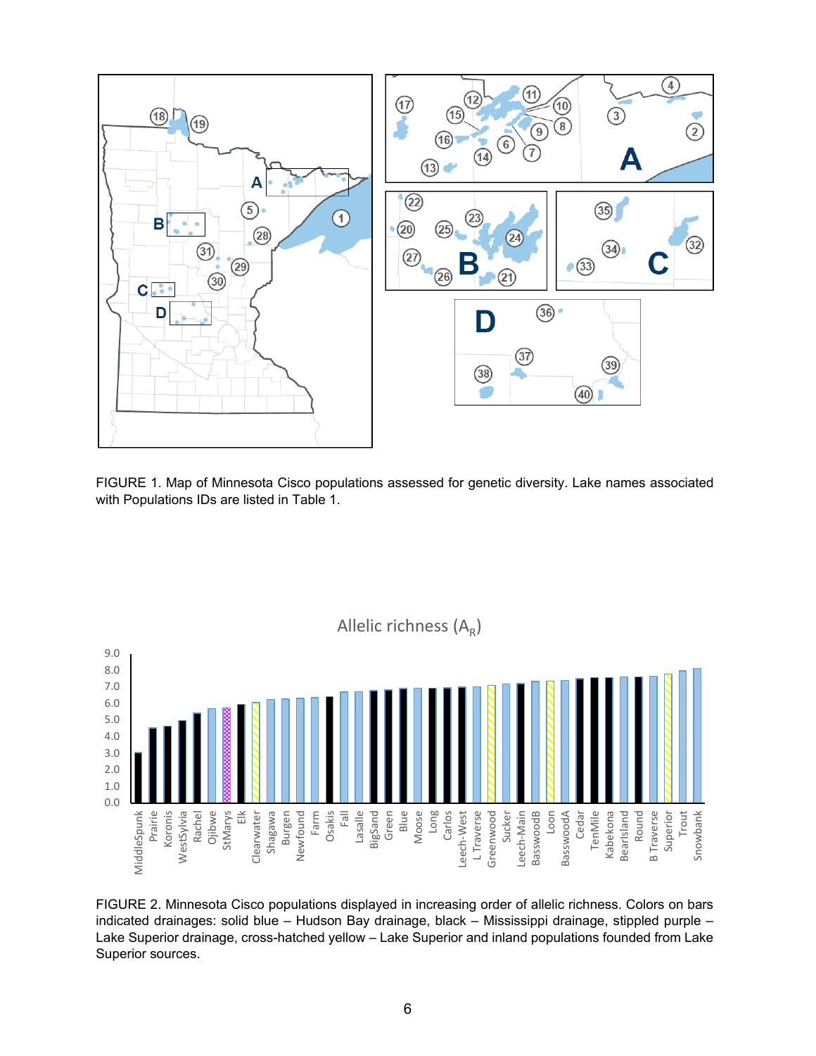FIGURE 1. Map of Minnesota Cisco populations assessed for genetic diversity. Lake names associated with Populations IDs are listed in Table 1.

FIGURE 2. Minnesota Cisco populations displayed in increasing order of allelic richness. Colors on bars indicated drainages: solid blue – Hudson Bay drainage, black – Mississippi drainage, stippled purple – Lake Superior drainage, cross-hatched yellow – Lake Superior and inland populations founded from Lake Superior sources.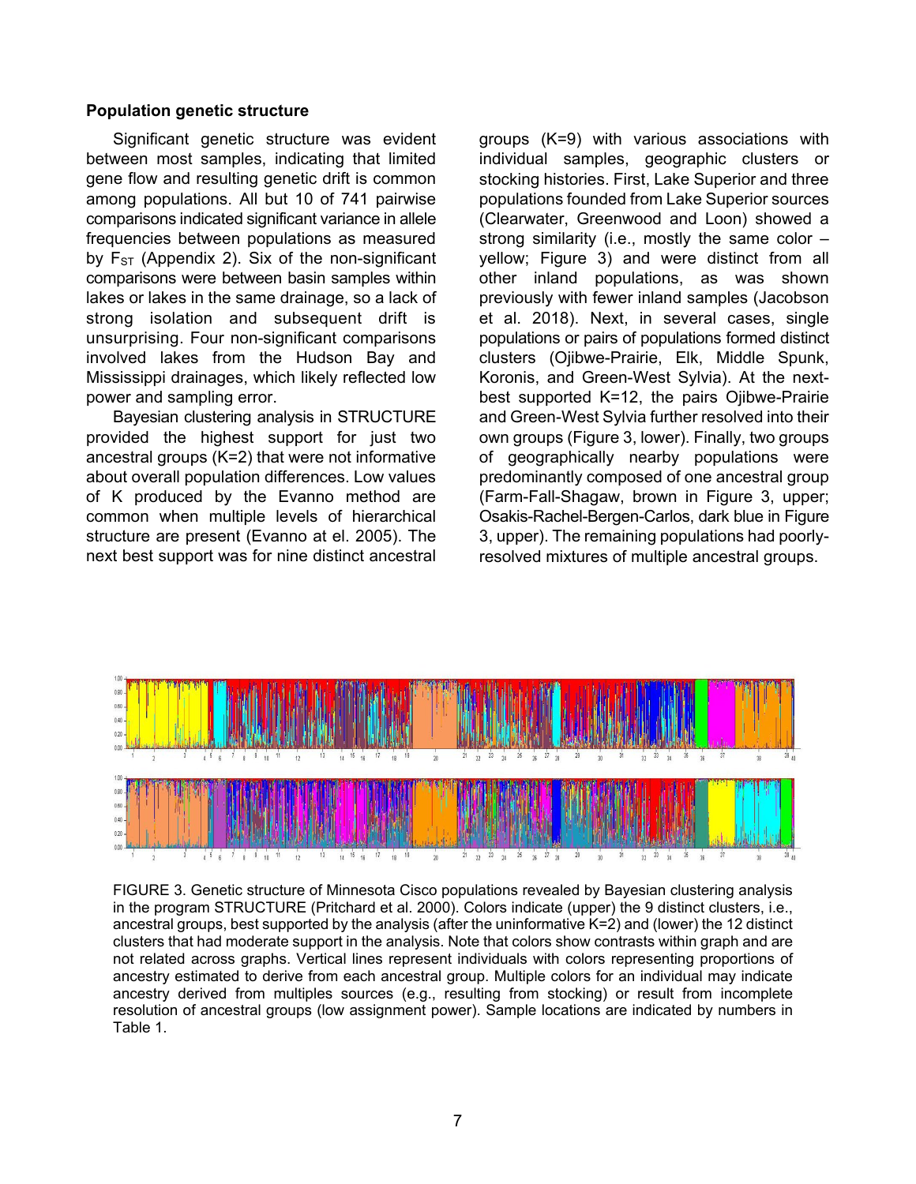### Population genetic structure

Significant genetic structure was evident between most samples, indicating that limited gene flow and resulting genetic drift is common among populations. All but 10 of 741 pairwise comparisons indicated significant variance in allele frequencies between populations as measured by $F_{ST}$ (Appendix 2). Six of the non-significant comparisons were between basin samples within lakes or lakes in the same drainage, so a lack of strong isolation and subsequent drift is unsurprising. Four non-significant comparisons involved lakes from the Hudson Bay and Mississippi drainages, which likely reflected low power and sampling error.

Bayesian clustering analysis in STRUCTURE provided the highest support for just two ancestral groups (K=2) that were not informative about overall population differences. Low values of K produced by the Evanno method are common when multiple levels of hierarchical structure are present (Evanno at el. 2005). The next best support was for nine distinct ancestral groups (K=9) with various associations with individual samples, geographic clusters or stocking histories. First, Lake Superior and three populations founded from Lake Superior sources (Clearwater, Greenwood and Loon) showed a strong similarity (i.e., mostly the same color – yellow; Figure 3) and were distinct from all other inland populations, as was shown previously with fewer inland samples (Jacobson et al. 2018). Next, in several cases, single populations or pairs of populations formed distinct clusters (Ojibwe-Prairie, Elk, Middle Spunk, Koronis, and Green-West Sylvia). At the next-best supported K=12, the pairs Ojibwe-Prairie and Green-West Sylvia further resolved into their own groups (Figure 3, lower). Finally, two groups of geographically nearby populations were predominantly composed of one ancestral group (Farm-Fall-Shagaw, brown in Figure 3, upper; Osakis-Rachel-Bergen-Carlos, dark blue in Figure 3, upper). The remaining populations had poorly-resolved mixtures of multiple ancestral groups.

FIGURE 3. Genetic structure of Minnesota Cisco populations revealed by Bayesian clustering analysis in the program STRUCTURE (Pritchard et al. 2000). Colors indicate (upper) the 9 distinct clusters, i.e., ancestral groups, best supported by the analysis (after the uninformative K=2) and (lower) the 12 distinct clusters that had moderate support in the analysis. Note that colors show contrasts within graph and are not related across graphs. Vertical lines represent individuals with colors representing proportions of ancestry estimated to derive from each ancestral group. Multiple colors for an individual may indicate ancestry derived from multiples sources (e.g., resulting from stocking) or result from incomplete resolution of ancestral groups (low assignment power). Sample locations are indicated by numbers in Table 1.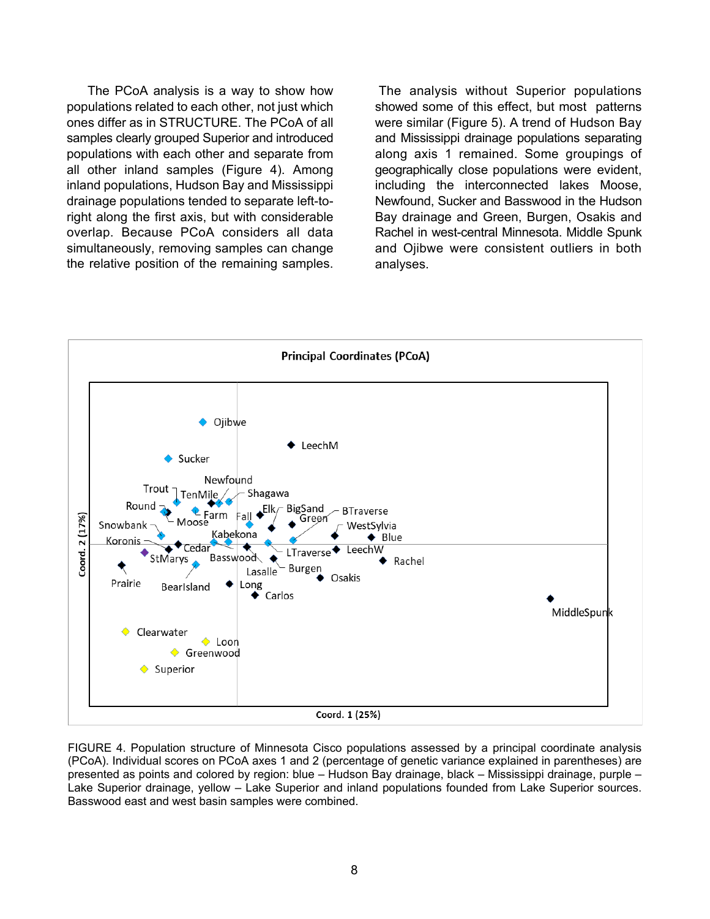The PCoA analysis is a way to show how populations related to each other, not just which ones differ as in STRUCTURE. The PCoA of all samples clearly grouped Superior and introduced populations with each other and separate from all other inland samples (Figure 4). Among inland populations, Hudson Bay and Mississippi drainage populations tended to separate left-to-right along the first axis, but with considerable overlap. Because PCoA considers all data simultaneously, removing samples can change the relative position of the remaining samples.

The analysis without Superior populations showed some of this effect, but most patterns were similar (Figure 5). A trend of Hudson Bay and Mississippi drainage populations separating along axis 1 remained. Some groupings of geographically close populations were evident, including the interconnected lakes Moose, Newfound, Sucker and Basswood in the Hudson Bay drainage and Green, Burgen, Osakis and Rachel in west-central Minnesota. Middle Spunk and Ojibwe were consistent outliers in both analyses.

FIGURE 4. Population structure of Minnesota Cisco populations assessed by a principal coordinate analysis (PCoA). Individual scores on PCoA axes 1 and 2 (percentage of genetic variance explained in parentheses) are presented as points and colored by region: blue – Hudson Bay drainage, black – Mississippi drainage, purple – Lake Superior drainage, yellow – Lake Superior and inland populations founded from Lake Superior sources. Basswood east and west basin samples were combined.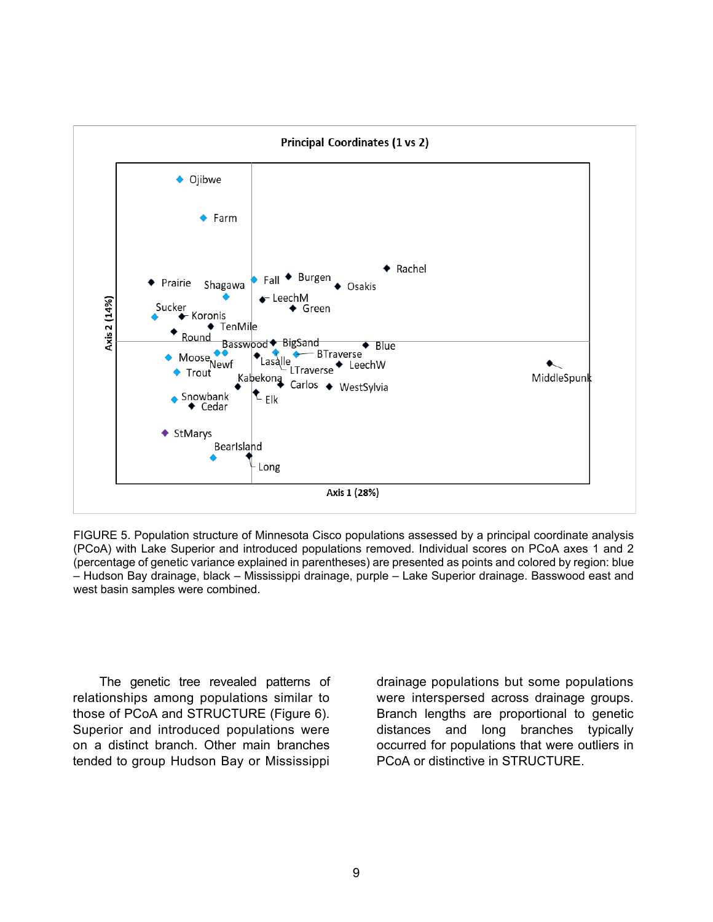FIGURE 5. Population structure of Minnesota Cisco populations assessed by a principal coordinate analysis (PCoA) with Lake Superior and introduced populations removed. Individual scores on PCoA axes 1 and 2 (percentage of genetic variance explained in parentheses) are presented as points and colored by region: blue – Hudson Bay drainage, black – Mississippi drainage, purple – Lake Superior drainage. Basswood east and west basin samples were combined.

The genetic tree revealed patterns of relationships among populations similar to those of PCoA and STRUCTURE (Figure 6). Superior and introduced populations were on a distinct branch. Other main branches tended to group Hudson Bay or Mississippi drainage populations but some populations were interspersed across drainage groups. Branch lengths are proportional to genetic distances and long branches typically occurred for populations that were outliers in PCoA or distinctive in STRUCTURE.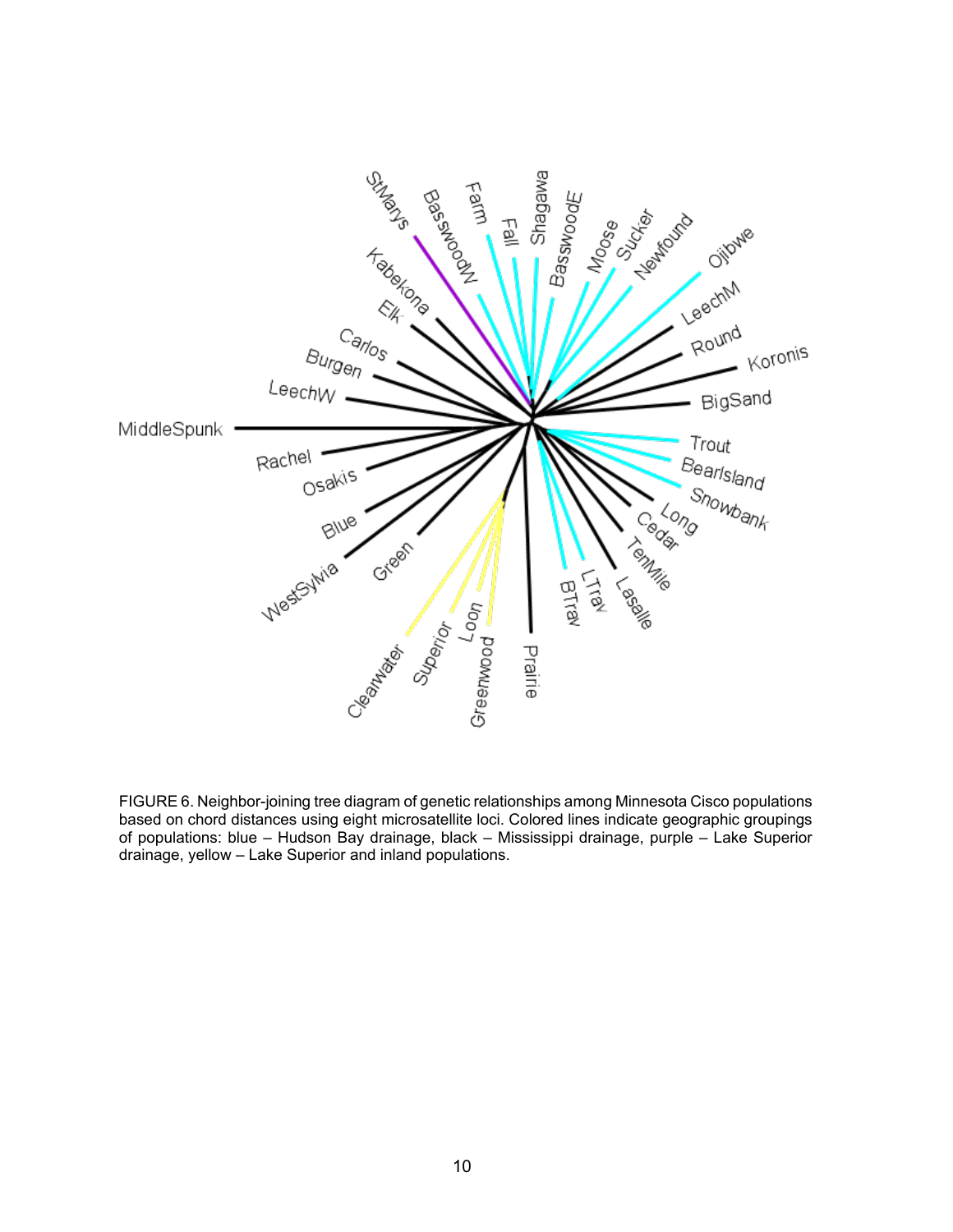FIGURE 6. Neighbor-joining tree diagram of genetic relationships among Minnesota Cisco populations based on chord distances using eight microsatellite loci. Colored lines indicate geographic groupings of populations: blue – Hudson Bay drainage, black – Mississippi drainage, purple – Lake Superior drainage, yellow – Lake Superior and inland populations.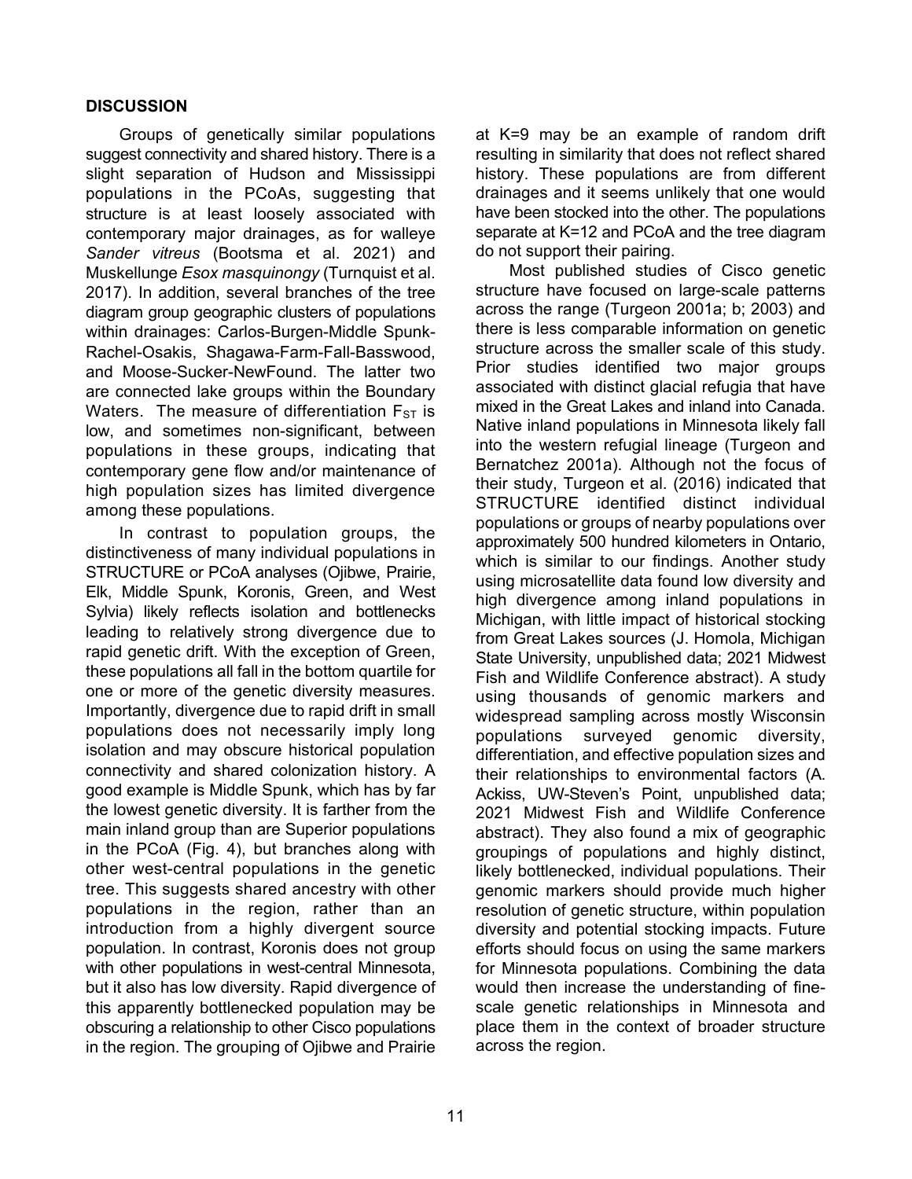## DISCUSSION

Groups of genetically similar populations suggest connectivity and shared history. There is a slight separation of Hudson and Mississippi populations in the PCoAs, suggesting that structure is at least loosely associated with contemporary major drainages, as for walleye *Sander vitreus* (Bootsma et al. 2021) and Muskellunge *Esox masquinongy* (Turnquist et al. 2017). In addition, several branches of the tree diagram group geographic clusters of populations within drainages: Carlos-Burgen-Middle Spunk-Rachel-Osakis, Shagawa-Farm-Fall-Basswood, and Moose-Sucker-NewFound. The latter two are connected lake groups within the Boundary Waters. The measure of differentiation $F_{ST}$ is low, and sometimes non-significant, between populations in these groups, indicating that contemporary gene flow and/or maintenance of high population sizes has limited divergence among these populations.

In contrast to population groups, the distinctiveness of many individual populations in STRUCTURE or PCoA analyses (Ojibwe, Prairie, Elk, Middle Spunk, Koronis, Green, and West Sylvia) likely reflects isolation and bottlenecks leading to relatively strong divergence due to rapid genetic drift. With the exception of Green, these populations all fall in the bottom quartile for one or more of the genetic diversity measures. Importantly, divergence due to rapid drift in small populations does not necessarily imply long isolation and may obscure historical population connectivity and shared colonization history. A good example is Middle Spunk, which has by far the lowest genetic diversity. It is farther from the main inland group than are Superior populations in the PCoA (Fig. 4), but branches along with other west-central populations in the genetic tree. This suggests shared ancestry with other populations in the region, rather than an introduction from a highly divergent source population. In contrast, Koronis does not group with other populations in west-central Minnesota, but it also has low diversity. Rapid divergence of this apparently bottlenecked population may be obscuring a relationship to other Cisco populations in the region. The grouping of Ojibwe and Prairie at K=9 may be an example of random drift resulting in similarity that does not reflect shared history. These populations are from different drainages and it seems unlikely that one would have been stocked into the other. The populations separate at K=12 and PCoA and the tree diagram do not support their pairing.

Most published studies of Cisco genetic structure have focused on large-scale patterns across the range (Turgeon 2001a; b; 2003) and there is less comparable information on genetic structure across the smaller scale of this study. Prior studies identified two major groups associated with distinct glacial refugia that have mixed in the Great Lakes and inland into Canada. Native inland populations in Minnesota likely fall into the western refugial lineage (Turgeon and Bernatchez 2001a). Although not the focus of their study, Turgeon et al. (2016) indicated that STRUCTURE identified distinct individual populations or groups of nearby populations over approximately 500 hundred kilometers in Ontario, which is similar to our findings. Another study using microsatellite data found low diversity and high divergence among inland populations in Michigan, with little impact of historical stocking from Great Lakes sources (J. Homola, Michigan State University, unpublished data; 2021 Midwest Fish and Wildlife Conference abstract). A study using thousands of genomic markers and widespread sampling across mostly Wisconsin populations surveyed genomic diversity, differentiation, and effective population sizes and their relationships to environmental factors (A. Ackiss, UW-Steven's Point, unpublished data; 2021 Midwest Fish and Wildlife Conference abstract). They also found a mix of geographic groupings of populations and highly distinct, likely bottlenecked, individual populations. Their genomic markers should provide much higher resolution of genetic structure, within population diversity and potential stocking impacts. Future efforts should focus on using the same markers for Minnesota populations. Combining the data would then increase the understanding of fine-scale genetic relationships in Minnesota and place them in the context of broader structure across the region.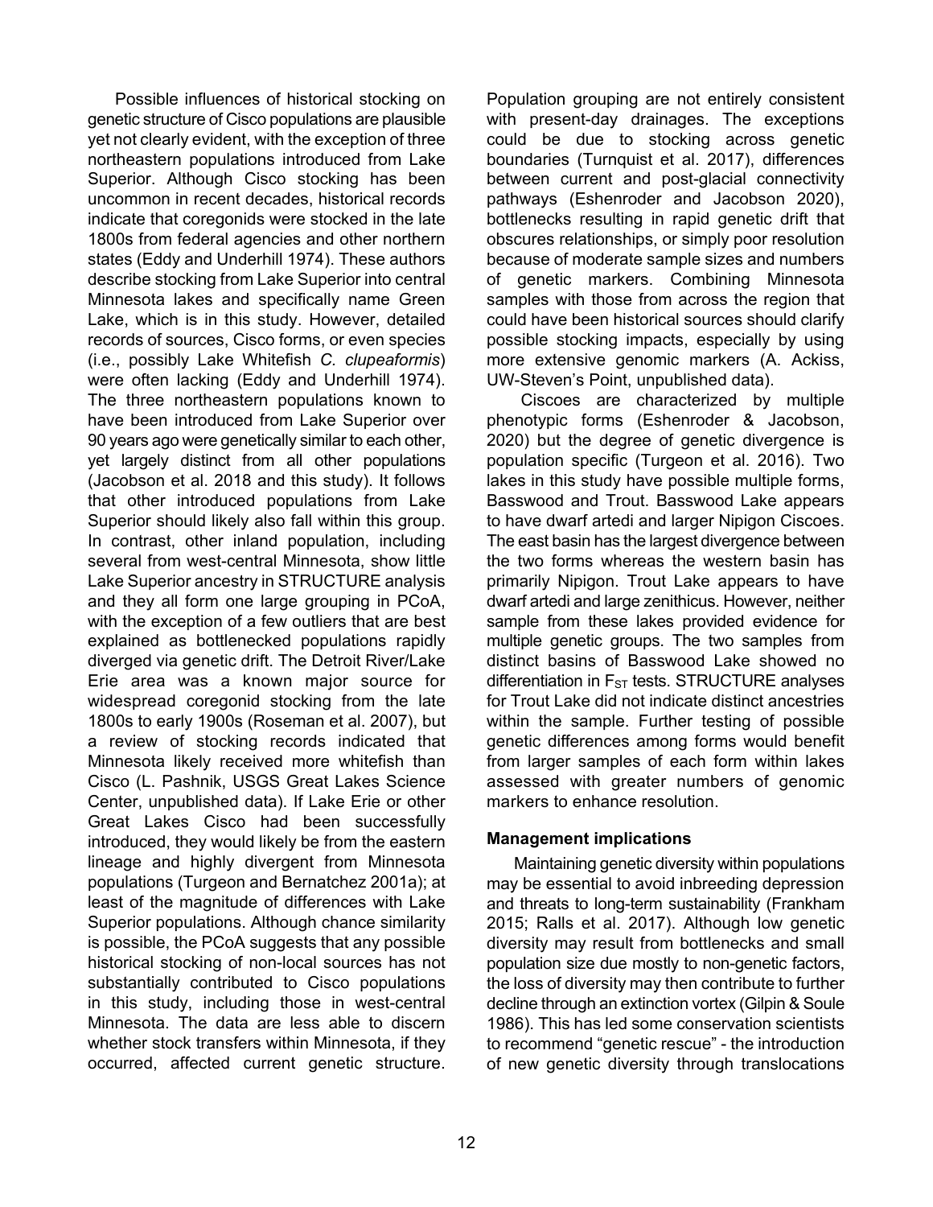Possible influences of historical stocking on genetic structure of Cisco populations are plausible yet not clearly evident, with the exception of three northeastern populations introduced from Lake Superior. Although Cisco stocking has been uncommon in recent decades, historical records indicate that coregonids were stocked in the late 1800s from federal agencies and other northern states (Eddy and Underhill 1974). These authors describe stocking from Lake Superior into central Minnesota lakes and specifically name Green Lake, which is in this study. However, detailed records of sources, Cisco forms, or even species (i.e., possibly Lake Whitefish *C. clupeaformis*) were often lacking (Eddy and Underhill 1974). The three northeastern populations known to have been introduced from Lake Superior over 90 years ago were genetically similar to each other, yet largely distinct from all other populations (Jacobson et al. 2018 and this study). It follows that other introduced populations from Lake Superior should likely also fall within this group. In contrast, other inland population, including several from west-central Minnesota, show little Lake Superior ancestry in STRUCTURE analysis and they all form one large grouping in PCoA, with the exception of a few outliers that are best explained as bottlenecked populations rapidly diverged via genetic drift. The Detroit River/Lake Erie area was a known major source for widespread coregonid stocking from the late 1800s to early 1900s (Roseman et al. 2007), but a review of stocking records indicated that Minnesota likely received more whitefish than Cisco (L. Pashnik, USGS Great Lakes Science Center, unpublished data). If Lake Erie or other Great Lakes Cisco had been successfully introduced, they would likely be from the eastern lineage and highly divergent from Minnesota populations (Turgeon and Bernatchez 2001a); at least of the magnitude of differences with Lake Superior populations. Although chance similarity is possible, the PCoA suggests that any possible historical stocking of non-local sources has not substantially contributed to Cisco populations in this study, including those in west-central Minnesota. The data are less able to discern whether stock transfers within Minnesota, if they occurred, affected current genetic structure. Population grouping are not entirely consistent with present-day drainages. The exceptions could be due to stocking across genetic boundaries (Turnquist et al. 2017), differences between current and post-glacial connectivity pathways (Eshenroder and Jacobson 2020), bottlenecks resulting in rapid genetic drift that obscures relationships, or simply poor resolution because of moderate sample sizes and numbers of genetic markers. Combining Minnesota samples with those from across the region that could have been historical sources should clarify possible stocking impacts, especially by using more extensive genomic markers (A. Ackiss, UW-Steven's Point, unpublished data).

Ciscoes are characterized by multiple phenotypic forms (Eshenroder & Jacobson, 2020) but the degree of genetic divergence is population specific (Turgeon et al. 2016). Two lakes in this study have possible multiple forms, Basswood and Trout. Basswood Lake appears to have dwarf artedi and larger Nipigon Ciscoes. The east basin has the largest divergence between the two forms whereas the western basin has primarily Nipigon. Trout Lake appears to have dwarf artedi and large zenithicus. However, neither sample from these lakes provided evidence for multiple genetic groups. The two samples from distinct basins of Basswood Lake showed no differentiation in $F_{ST}$ tests. STRUCTURE analyses for Trout Lake did not indicate distinct ancestries within the sample. Further testing of possible genetic differences among forms would benefit from larger samples of each form within lakes assessed with greater numbers of genomic markers to enhance resolution.

### Management implications

Maintaining genetic diversity within populations may be essential to avoid inbreeding depression and threats to long-term sustainability (Frankham 2015; Ralls et al. 2017). Although low genetic diversity may result from bottlenecks and small population size due mostly to non-genetic factors, the loss of diversity may then contribute to further decline through an extinction vortex (Gilpin & Soule 1986). This has led some conservation scientists to recommend "genetic rescue" - the introduction of new genetic diversity through translocations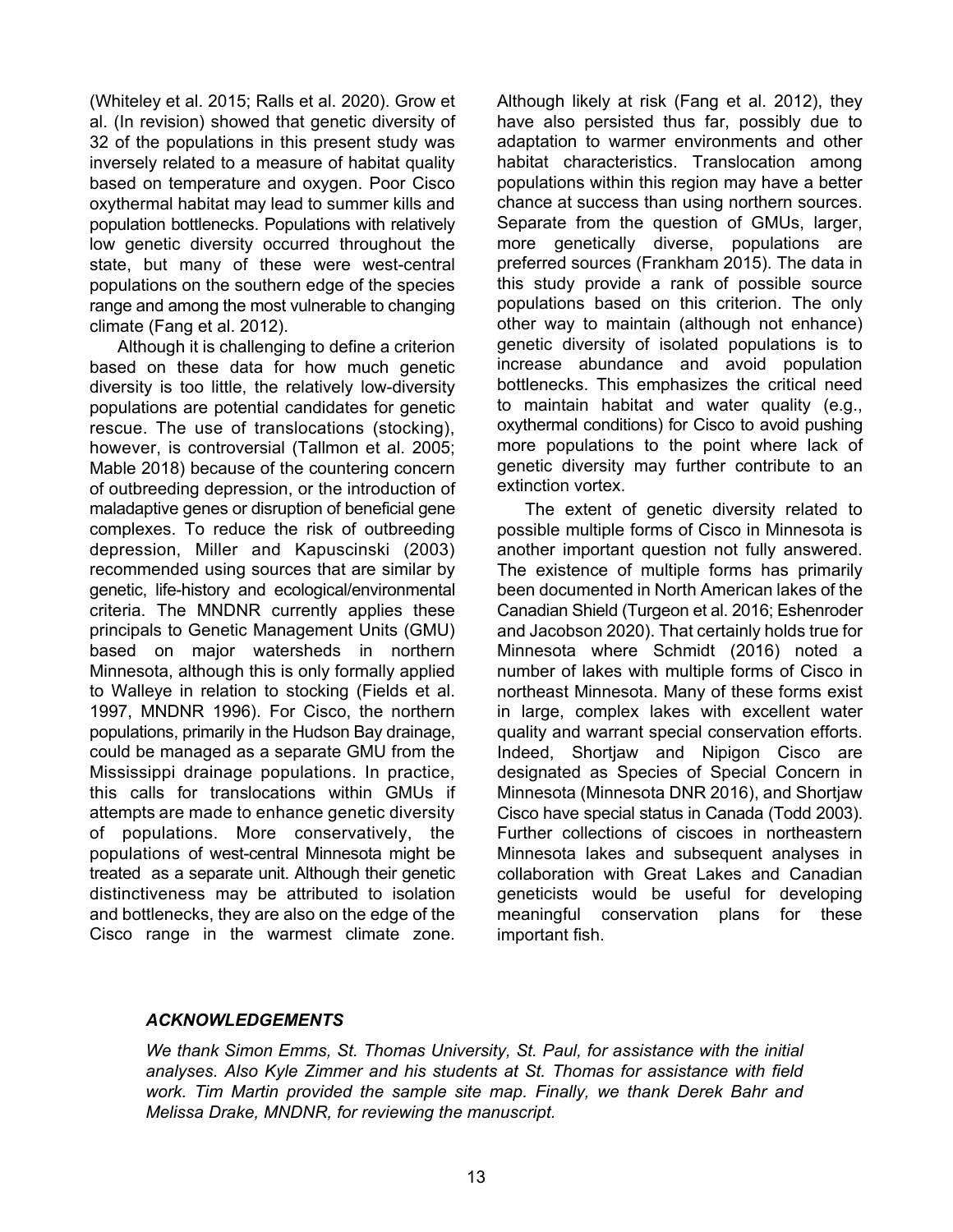(Whiteley et al. 2015; Ralls et al. 2020). Grow et al. (In revision) showed that genetic diversity of 32 of the populations in this present study was inversely related to a measure of habitat quality based on temperature and oxygen. Poor Cisco oxythermal habitat may lead to summer kills and population bottlenecks. Populations with relatively low genetic diversity occurred throughout the state, but many of these were west-central populations on the southern edge of the species range and among the most vulnerable to changing climate (Fang et al. 2012).

Although it is challenging to define a criterion based on these data for how much genetic diversity is too little, the relatively low-diversity populations are potential candidates for genetic rescue. The use of translocations (stocking), however, is controversial (Tallmon et al. 2005; Mable 2018) because of the countering concern of outbreeding depression, or the introduction of maladaptive genes or disruption of beneficial gene complexes. To reduce the risk of outbreeding depression, Miller and Kapuscinski (2003) recommended using sources that are similar by genetic, life-history and ecological/environmental criteria. The MNDNR currently applies these principals to Genetic Management Units (GMU) based on major watersheds in northern Minnesota, although this is only formally applied to Walleye in relation to stocking (Fields et al. 1997, MNDNR 1996). For Cisco, the northern populations, primarily in the Hudson Bay drainage, could be managed as a separate GMU from the Mississippi drainage populations. In practice, this calls for translocations within GMUs if attempts are made to enhance genetic diversity of populations. More conservatively, the populations of west-central Minnesota might be treated as a separate unit. Although their genetic distinctiveness may be attributed to isolation and bottlenecks, they are also on the edge of the Cisco range in the warmest climate zone. Although likely at risk (Fang et al. 2012), they have also persisted thus far, possibly due to adaptation to warmer environments and other habitat characteristics. Translocation among populations within this region may have a better chance at success than using northern sources. Separate from the question of GMUs, larger, more genetically diverse, populations are preferred sources (Frankham 2015). The data in this study provide a rank of possible source populations based on this criterion. The only other way to maintain (although not enhance) genetic diversity of isolated populations is to increase abundance and avoid population bottlenecks. This emphasizes the critical need to maintain habitat and water quality (e.g., oxythermal conditions) for Cisco to avoid pushing more populations to the point where lack of genetic diversity may further contribute to an extinction vortex.

The extent of genetic diversity related to possible multiple forms of Cisco in Minnesota is another important question not fully answered. The existence of multiple forms has primarily been documented in North American lakes of the Canadian Shield (Turgeon et al. 2016; Eshenroder and Jacobson 2020). That certainly holds true for Minnesota where Schmidt (2016) noted a number of lakes with multiple forms of Cisco in northeast Minnesota. Many of these forms exist in large, complex lakes with excellent water quality and warrant special conservation efforts. Indeed, Shortjaw and Nipigon Cisco are designated as Species of Special Concern in Minnesota (Minnesota DNR 2016), and Shortjaw Cisco have special status in Canada (Todd 2003). Further collections of ciscoes in northeastern Minnesota lakes and subsequent analyses in collaboration with Great Lakes and Canadian geneticists would be useful for developing meaningful conservation plans for these important fish.

### *ACKNOWLEDGEMENTS*

*We thank Simon Emms, St. Thomas University, St. Paul, for assistance with the initial analyses. Also Kyle Zimmer and his students at St. Thomas for assistance with field work. Tim Martin provided the sample site map. Finally, we thank Derek Bahr and Melissa Drake, MNDNR, for reviewing the manuscript.*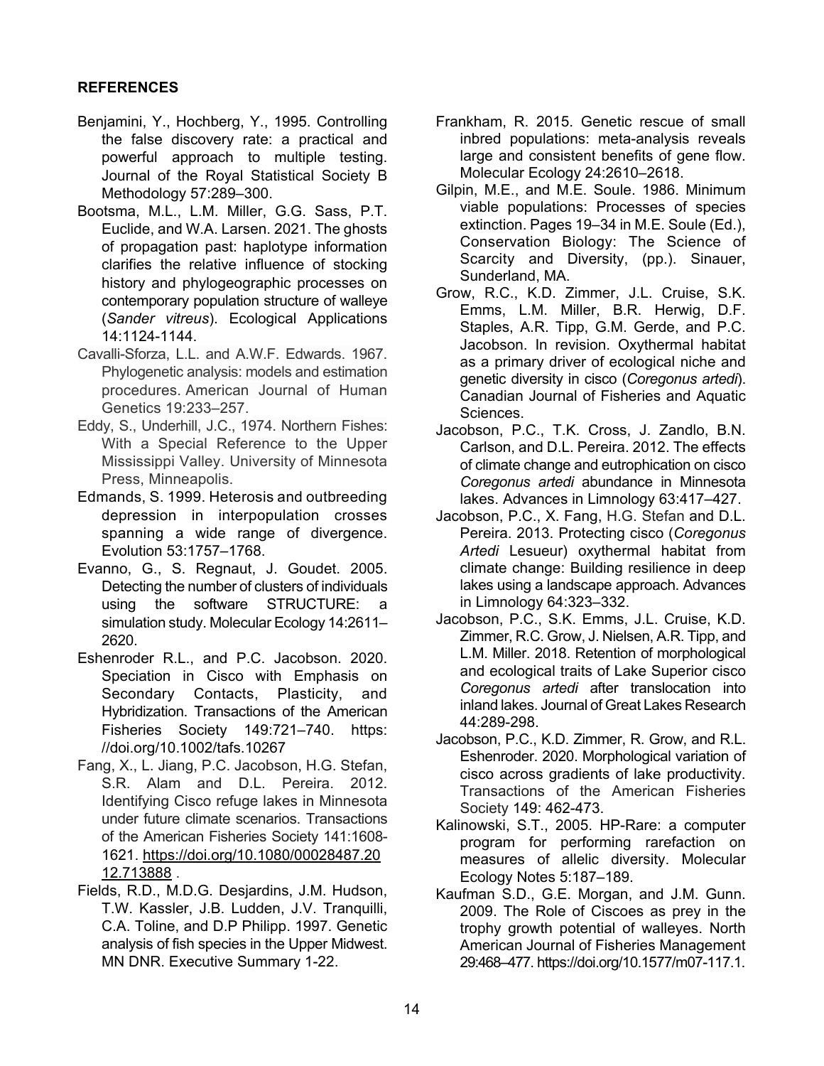## REFERENCES

Benjamini, Y., Hochberg, Y., 1995. Controlling the false discovery rate: a practical and powerful approach to multiple testing. Journal of the Royal Statistical Society B Methodology 57:289–300.

Bootsma, M.L., L.M. Miller, G.G. Sass, P.T. Euclide, and W.A. Larsen. 2021. The ghosts of propagation past: haplotype information clarifies the relative influence of stocking history and phylogeographic processes on contemporary population structure of walleye (*Sander vitreus*). Ecological Applications 14:1124-1144.

Cavalli-Sforza, L.L. and A.W.F. Edwards. 1967. Phylogenetic analysis: models and estimation procedures. American Journal of Human Genetics 19:233–257.

Eddy, S., Underhill, J.C., 1974. Northern Fishes: With a Special Reference to the Upper Mississippi Valley. University of Minnesota Press, Minneapolis.

Edmands, S. 1999. Heterosis and outbreeding depression in interpopulation crosses spanning a wide range of divergence. Evolution 53:1757–1768.

Evanno, G., S. Regnaut, J. Goudet. 2005. Detecting the number of clusters of individuals using the software STRUCTURE: a simulation study. Molecular Ecology 14:2611–2620.

Eshenroder R.L., and P.C. Jacobson. 2020. Speciation in Cisco with Emphasis on Secondary Contacts, Plasticity, and Hybridization. Transactions of the American Fisheries Society 149:721–740. https://doi.org/10.1002/tafs.10267

Fang, X., L. Jiang, P.C. Jacobson, H.G. Stefan, S.R. Alam and D.L. Pereira. 2012. Identifying Cisco refuge lakes in Minnesota under future climate scenarios. Transactions of the American Fisheries Society 141:1608-1621. https://doi.org/10.1080/00028487.2012.713888 .

Fields, R.D., M.D.G. Desjardins, J.M. Hudson, T.W. Kassler, J.B. Ludden, J.V. Tranquilli, C.A. Toline, and D.P Philipp. 1997. Genetic analysis of fish species in the Upper Midwest. MN DNR. Executive Summary 1-22.

Frankham, R. 2015. Genetic rescue of small inbred populations: meta-analysis reveals large and consistent benefits of gene flow. Molecular Ecology 24:2610–2618.

Gilpin, M.E., and M.E. Soule. 1986. Minimum viable populations: Processes of species extinction. Pages 19–34 in M.E. Soule (Ed.), Conservation Biology: The Science of Scarcity and Diversity, (pp.). Sinauer, Sunderland, MA.

Grow, R.C., K.D. Zimmer, J.L. Cruise, S.K. Emms, L.M. Miller, B.R. Herwig, D.F. Staples, A.R. Tipp, G.M. Gerde, and P.C. Jacobson. In revision. Oxythermal habitat as a primary driver of ecological niche and genetic diversity in cisco (*Coregonus artedi*). Canadian Journal of Fisheries and Aquatic Sciences.

Jacobson, P.C., T.K. Cross, J. Zandlo, B.N. Carlson, and D.L. Pereira. 2012. The effects of climate change and eutrophication on cisco *Coregonus artedi* abundance in Minnesota lakes. Advances in Limnology 63:417–427.

Jacobson, P.C., X. Fang, H.G. Stefan and D.L. Pereira. 2013. Protecting cisco (*Coregonus Artedi* Lesueur) oxythermal habitat from climate change: Building resilience in deep lakes using a landscape approach. Advances in Limnology 64:323–332.

Jacobson, P.C., S.K. Emms, J.L. Cruise, K.D. Zimmer, R.C. Grow, J. Nielsen, A.R. Tipp, and L.M. Miller. 2018. Retention of morphological and ecological traits of Lake Superior cisco *Coregonus artedi* after translocation into inland lakes. Journal of Great Lakes Research 44:289-298.

Jacobson, P.C., K.D. Zimmer, R. Grow, and R.L. Eshenroder. 2020. Morphological variation of cisco across gradients of lake productivity. Transactions of the American Fisheries Society 149: 462-473.

Kalinowski, S.T., 2005. HP-Rare: a computer program for performing rarefaction on measures of allelic diversity. Molecular Ecology Notes 5:187–189.

Kaufman S.D., G.E. Morgan, and J.M. Gunn. 2009. The Role of Ciscoes as prey in the trophy growth potential of walleyes. North American Journal of Fisheries Management 29:468–477. https://doi.org/10.1577/m07-117.1.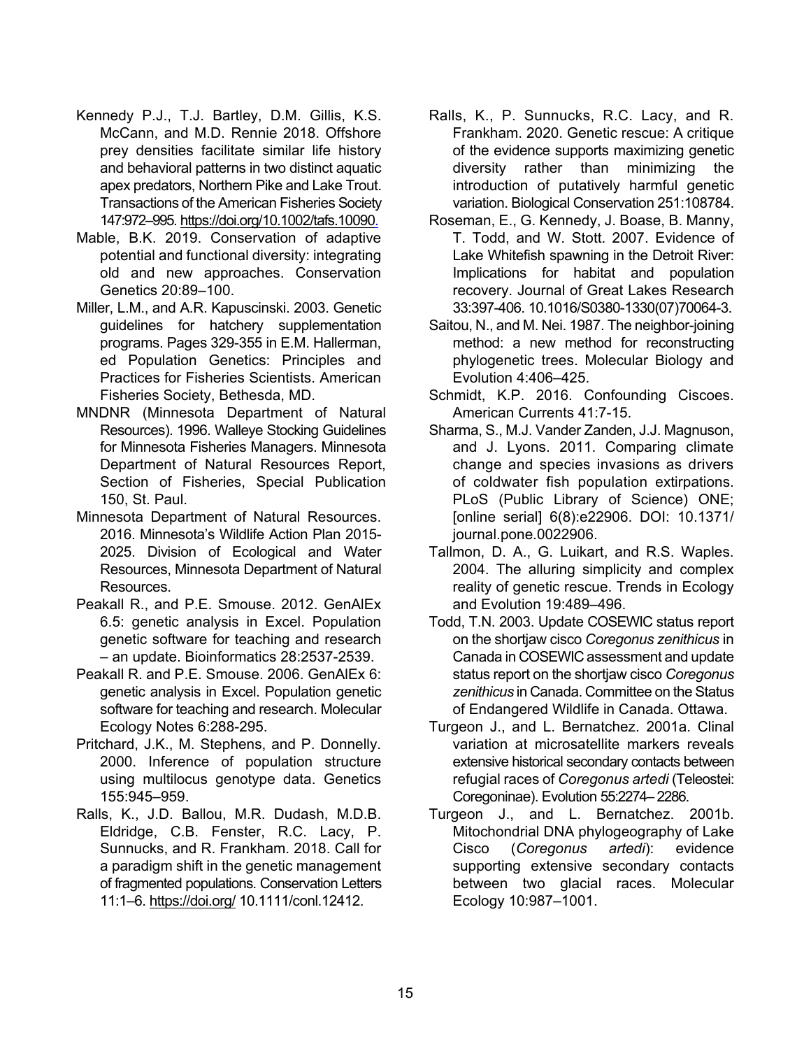Kennedy P.J., T.J. Bartley, D.M. Gillis, K.S. McCann, and M.D. Rennie 2018. Offshore prey densities facilitate similar life history and behavioral patterns in two distinct aquatic apex predators, Northern Pike and Lake Trout. Transactions of the American Fisheries Society 147:972–995. https://doi.org/10.1002/tafs.10090.

Mable, B.K. 2019. Conservation of adaptive potential and functional diversity: integrating old and new approaches. Conservation Genetics 20:89–100.

Miller, L.M., and A.R. Kapuscinski. 2003. Genetic guidelines for hatchery supplementation programs. Pages 329-355 in E.M. Hallerman, ed Population Genetics: Principles and Practices for Fisheries Scientists. American Fisheries Society, Bethesda, MD.

MNDNR (Minnesota Department of Natural Resources). 1996. Walleye Stocking Guidelines for Minnesota Fisheries Managers. Minnesota Department of Natural Resources Report, Section of Fisheries, Special Publication 150, St. Paul.

Minnesota Department of Natural Resources. 2016. Minnesota's Wildlife Action Plan 2015-2025. Division of Ecological and Water Resources, Minnesota Department of Natural Resources.

Peakall R., and P.E. Smouse. 2012. GenAlEx 6.5: genetic analysis in Excel. Population genetic software for teaching and research – an update. Bioinformatics 28:2537-2539.

Peakall R. and P.E. Smouse. 2006. GenAlEx 6: genetic analysis in Excel. Population genetic software for teaching and research. Molecular Ecology Notes 6:288-295.

Pritchard, J.K., M. Stephens, and P. Donnelly. 2000. Inference of population structure using multilocus genotype data. Genetics 155:945–959.

Ralls, K., J.D. Ballou, M.R. Dudash, M.D.B. Eldridge, C.B. Fenster, R.C. Lacy, P. Sunnucks, and R. Frankham. 2018. Call for a paradigm shift in the genetic management of fragmented populations. Conservation Letters 11:1–6. https://doi.org/ 10.1111/conl.12412.

Ralls, K., P. Sunnucks, R.C. Lacy, and R. Frankham. 2020. Genetic rescue: A critique of the evidence supports maximizing genetic diversity rather than minimizing the introduction of putatively harmful genetic variation. Biological Conservation 251:108784.

Roseman, E., G. Kennedy, J. Boase, B. Manny, T. Todd, and W. Stott. 2007. Evidence of Lake Whitefish spawning in the Detroit River: Implications for habitat and population recovery. Journal of Great Lakes Research 33:397-406. 10.1016/S0380-1330(07)70064-3.

Saitou, N., and M. Nei. 1987. The neighbor-joining method: a new method for reconstructing phylogenetic trees. Molecular Biology and Evolution 4:406–425.

Schmidt, K.P. 2016. Confounding Ciscoes. American Currents 41:7-15.

Sharma, S., M.J. Vander Zanden, J.J. Magnuson, and J. Lyons. 2011. Comparing climate change and species invasions as drivers of coldwater fish population extirpations. PLoS (Public Library of Science) ONE; [online serial] 6(8):e22906. DOI: 10.1371/journal.pone.0022906.

Tallmon, D. A., G. Luikart, and R.S. Waples. 2004. The alluring simplicity and complex reality of genetic rescue. Trends in Ecology and Evolution 19:489–496.

Todd, T.N. 2003. Update COSEWIC status report on the shortjaw cisco *Coregonus zenithicus* in Canada in COSEWIC assessment and update status report on the shortjaw cisco *Coregonus zenithicus* in Canada. Committee on the Status of Endangered Wildlife in Canada. Ottawa.

Turgeon J., and L. Bernatchez. 2001a. Clinal variation at microsatellite markers reveals extensive historical secondary contacts between refugial races of *Coregonus artedi* (Teleostei: Coregoninae). Evolution 55:2274– 2286.

Turgeon J., and L. Bernatchez. 2001b. Mitochondrial DNA phylogeography of Lake Cisco (*Coregonus artedi*): evidence supporting extensive secondary contacts between two glacial races. Molecular Ecology 10:987–1001.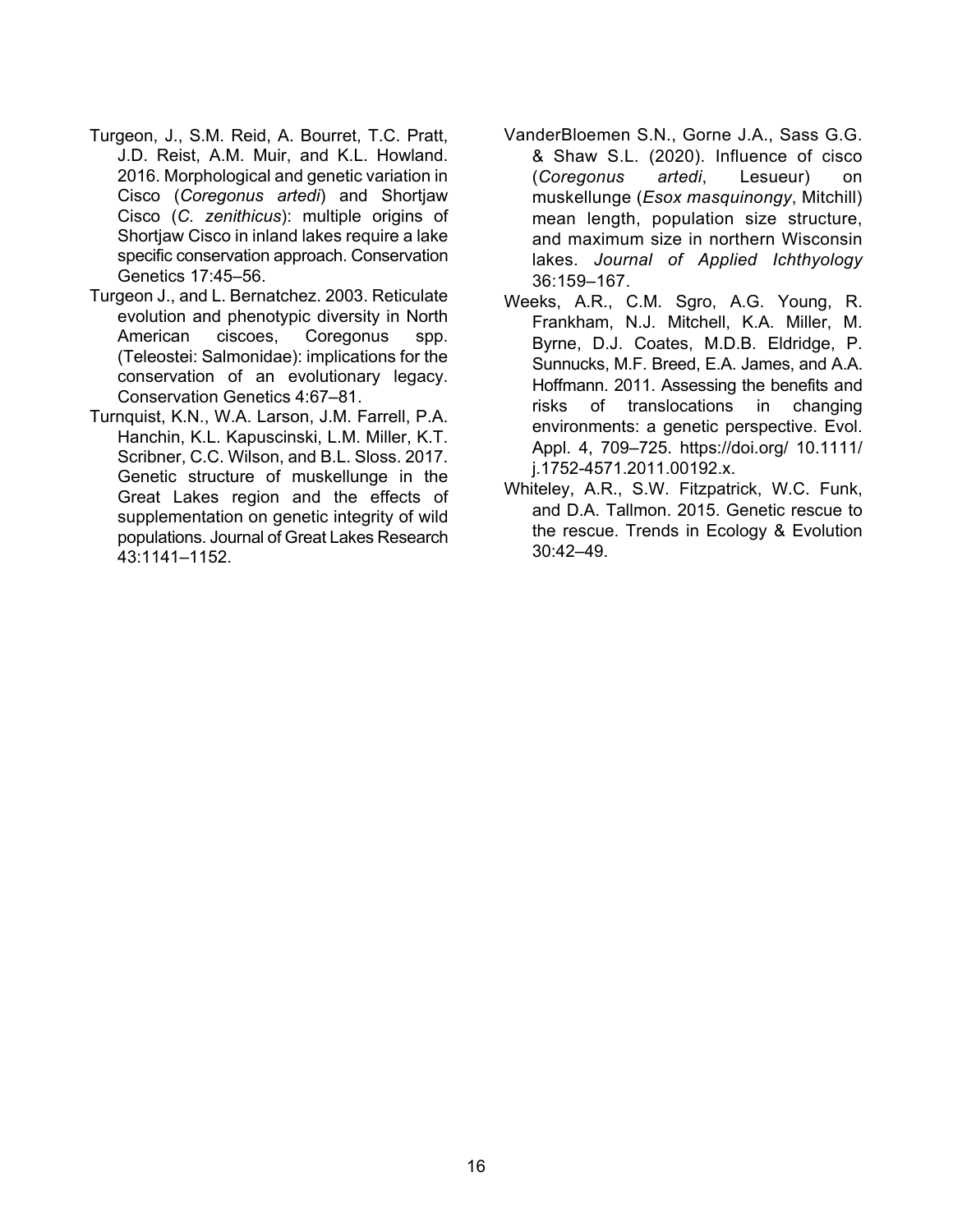Turgeon, J., S.M. Reid, A. Bourret, T.C. Pratt, J.D. Reist, A.M. Muir, and K.L. Howland. 2016. Morphological and genetic variation in Cisco (*Coregonus artedi*) and Shortjaw Cisco (*C. zenithicus*): multiple origins of Shortjaw Cisco in inland lakes require a lake specific conservation approach. Conservation Genetics 17:45–56.

Turgeon J., and L. Bernatchez. 2003. Reticulate evolution and phenotypic diversity in North American ciscoes, Coregonus spp. (Teleostei: Salmonidae): implications for the conservation of an evolutionary legacy. Conservation Genetics 4:67–81.

Turnquist, K.N., W.A. Larson, J.M. Farrell, P.A. Hanchin, K.L. Kapuscinski, L.M. Miller, K.T. Scribner, C.C. Wilson, and B.L. Sloss. 2017. Genetic structure of muskellunge in the Great Lakes region and the effects of supplementation on genetic integrity of wild populations. Journal of Great Lakes Research 43:1141–1152.

VanderBloemen S.N., Gorne J.A., Sass G.G. & Shaw S.L. (2020). Influence of cisco (*Coregonus artedi*, Lesueur) on muskellunge (*Esox masquinongy*, Mitchill) mean length, population size structure, and maximum size in northern Wisconsin lakes. *Journal of Applied Ichthyology* 36:159–167.

Weeks, A.R., C.M. Sgro, A.G. Young, R. Frankham, N.J. Mitchell, K.A. Miller, M. Byrne, D.J. Coates, M.D.B. Eldridge, P. Sunnucks, M.F. Breed, E.A. James, and A.A. Hoffmann. 2011. Assessing the benefits and risks of translocations in changing environments: a genetic perspective. Evol. Appl. 4, 709–725. https://doi.org/ 10.1111/ j.1752-4571.2011.00192.x.

Whiteley, A.R., S.W. Fitzpatrick, W.C. Funk, and D.A. Tallmon. 2015. Genetic rescue to the rescue. Trends in Ecology & Evolution 30:42–49.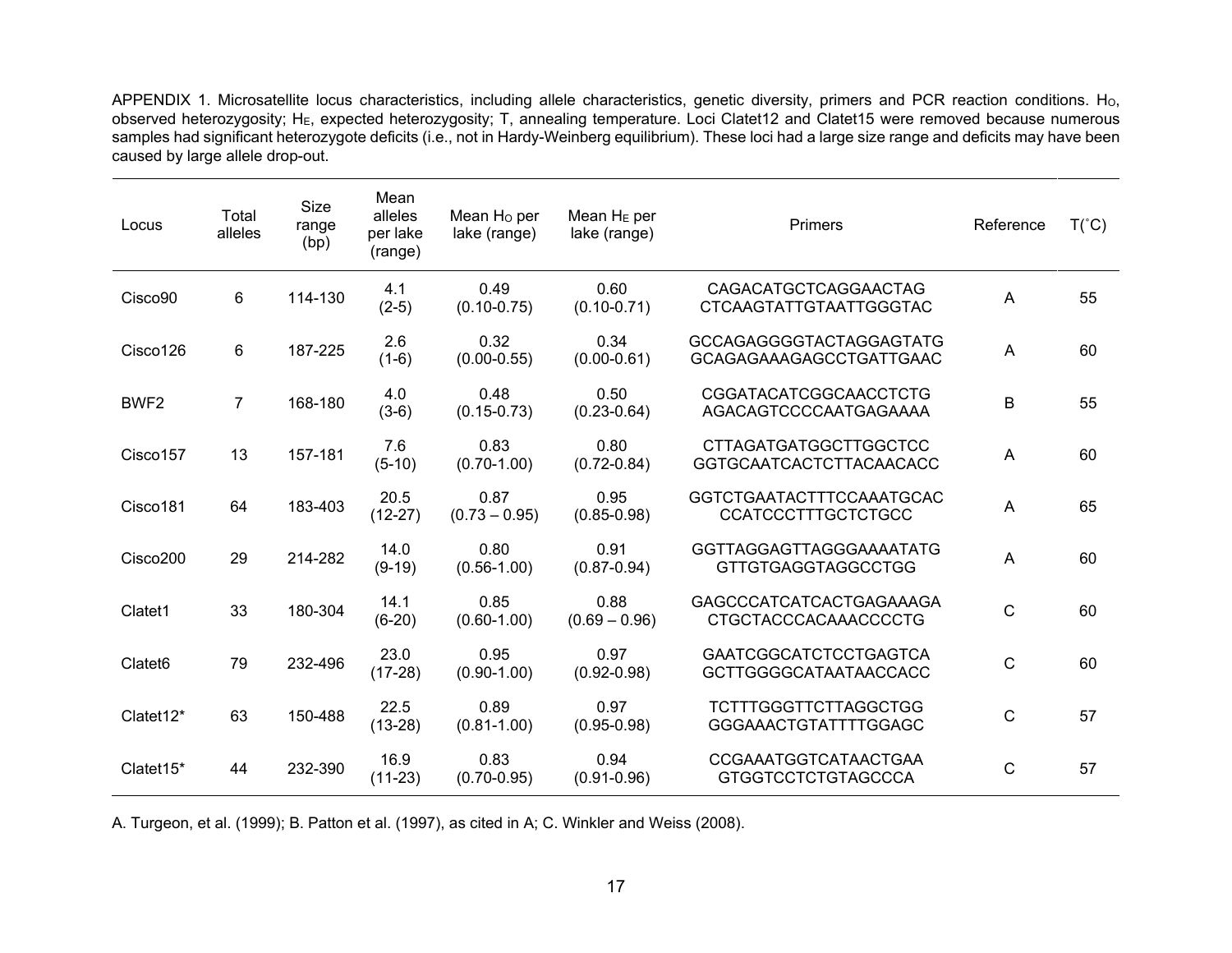APPENDIX 1. Microsatellite locus characteristics, including allele characteristics, genetic diversity, primers and PCR reaction conditions. $H_O$, observed heterozygosity; $H_E$, expected heterozygosity; T, annealing temperature. Loci Clatet12 and Clatet15 were removed because numerous samples had significant heterozygote deficits (i.e., not in Hardy-Weinberg equilibrium). These loci had a large size range and deficits may have been caused by large allele drop-out.

| Locus | Total alleles | Size range (bp) | Mean alleles per lake (range) | Mean $H_O$ per lake (range) | Mean $H_E$ per lake (range) | Primers | Reference | T(˚C) |
|---|---|---|---|---|---|---|---|---|
| Cisco90 | 6 | 114-130 | 4.1 (2-5) | 0.49 (0.10-0.75) | 0.60 (0.10-0.71) | CAGACATGCTCAGGAACTAG CTCAAGTATTGTAATTGGGTAC | A | 55 |
| Cisco126 | 6 | 187-225 | 2.6 (1-6) | 0.32 (0.00-0.55) | 0.34 (0.00-0.61) | GCCAGAGGGGTACTAGGAGTATG GCAGAGAAAGAGCCTGATTGAAC | A | 60 |
| BWF2 | 7 | 168-180 | 4.0 (3-6) | 0.48 (0.15-0.73) | 0.50 (0.23-0.64) | CGGATACATCGGCAACCTCTG AGACAGTCCCCAATGAGAAAA | B | 55 |
| Cisco157 | 13 | 157-181 | 7.6 (5-10) | 0.83 (0.70-1.00) | 0.80 (0.72-0.84) | CTTAGATGATGGCTTGGCTCC GGTGCAATCACTCTTACAACACC | A | 60 |
| Cisco181 | 64 | 183-403 | 20.5 (12-27) | 0.87 (0.73 – 0.95) | 0.95 (0.85-0.98) | GGTCTGAATACTTTCCAAATGCAC CCATCCCTTTGCTCTGCC | A | 65 |
| Cisco200 | 29 | 214-282 | 14.0 (9-19) | 0.80 (0.56-1.00) | 0.91 (0.87-0.94) | GGTTAGGAGTTAGGGAAAATATG GTTGTGAGGTAGGCCTGG | A | 60 |
| Clatet1 | 33 | 180-304 | 14.1 (6-20) | 0.85 (0.60-1.00) | 0.88 (0.69 – 0.96) | GAGCCCATCATCACTGAGAAAGA CTGCTACCCACAAACCCCTG | C | 60 |
| Clatet6 | 79 | 232-496 | 23.0 (17-28) | 0.95 (0.90-1.00) | 0.97 (0.92-0.98) | GAATCGGCATCTCCTGAGTCA GCTTGGGGCATAATAACCACC | C | 60 |
| Clatet12* | 63 | 150-488 | 22.5 (13-28) | 0.89 (0.81-1.00) | 0.97 (0.95-0.98) | TCTTTGGGTTCTTAGGCTGG GGGAAACTGTATTTTGGAGC | C | 57 |
| Clatet15* | 44 | 232-390 | 16.9 (11-23) | 0.83 (0.70-0.95) | 0.94 (0.91-0.96) | CCGAAATGGTCATAACTGAA GTGGTCCTCTGTAGCCCA | C | 57 |

A. Turgeon, et al. (1999); B. Patton et al. (1997), as cited in A; C. Winkler and Weiss (2008).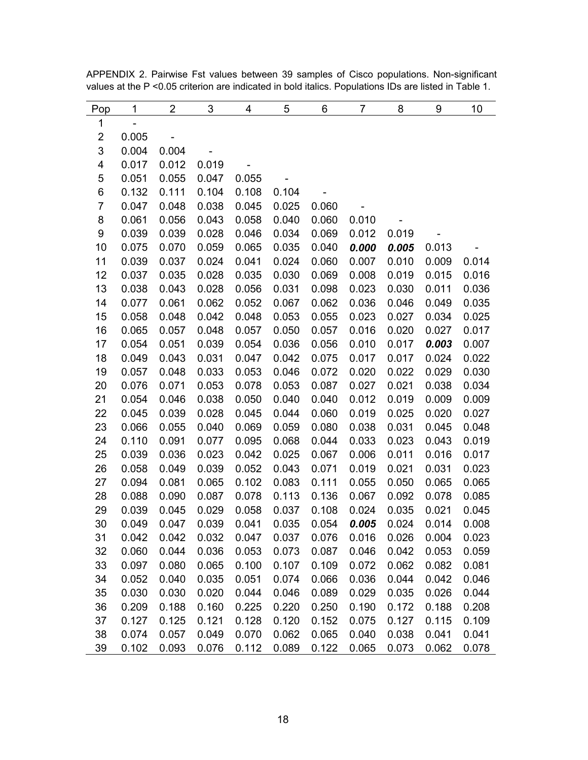APPENDIX 2. Pairwise Fst values between 39 samples of Cisco populations. Non-significant values at the P <0.05 criterion are indicated in bold italics. Populations IDs are listed in Table 1.

| Pop | 1 | 2 | 3 | 4 | 5 | 6 | 7 | 8 | 9 | 10 |
|---|---|---|---|---|---|---|---|---|---|---|
| 1 | - | | | | | | | | | |
| 2 | 0.005 | - | | | | | | | | |
| 3 | 0.004 | 0.004 | - | | | | | | | |
| 4 | 0.017 | 0.012 | 0.019 | - | | | | | | |
| 5 | 0.051 | 0.055 | 0.047 | 0.055 | - | | | | | |
| 6 | 0.132 | 0.111 | 0.104 | 0.108 | 0.104 | - | | | | |
| 7 | 0.047 | 0.048 | 0.038 | 0.045 | 0.025 | 0.060 | - | | | |
| 8 | 0.061 | 0.056 | 0.043 | 0.058 | 0.040 | 0.060 | 0.010 | - | | |
| 9 | 0.039 | 0.039 | 0.028 | 0.046 | 0.034 | 0.069 | 0.012 | 0.019 | - | |
| 10 | 0.075 | 0.070 | 0.059 | 0.065 | 0.035 | 0.040 | ***0.000*** | ***0.005*** | 0.013 | - |
| 11 | 0.039 | 0.037 | 0.024 | 0.041 | 0.024 | 0.060 | 0.007 | 0.010 | 0.009 | 0.014 |
| 12 | 0.037 | 0.035 | 0.028 | 0.035 | 0.030 | 0.069 | 0.008 | 0.019 | 0.015 | 0.016 |
| 13 | 0.038 | 0.043 | 0.028 | 0.056 | 0.031 | 0.098 | 0.023 | 0.030 | 0.011 | 0.036 |
| 14 | 0.077 | 0.061 | 0.062 | 0.052 | 0.067 | 0.062 | 0.036 | 0.046 | 0.049 | 0.035 |
| 15 | 0.058 | 0.048 | 0.042 | 0.048 | 0.053 | 0.055 | 0.023 | 0.027 | 0.034 | 0.025 |
| 16 | 0.065 | 0.057 | 0.048 | 0.057 | 0.050 | 0.057 | 0.016 | 0.020 | 0.027 | 0.017 |
| 17 | 0.054 | 0.051 | 0.039 | 0.054 | 0.036 | 0.056 | 0.010 | 0.017 | ***0.003*** | 0.007 |
| 18 | 0.049 | 0.043 | 0.031 | 0.047 | 0.042 | 0.075 | 0.017 | 0.017 | 0.024 | 0.022 |
| 19 | 0.057 | 0.048 | 0.033 | 0.053 | 0.046 | 0.072 | 0.020 | 0.022 | 0.029 | 0.030 |
| 20 | 0.076 | 0.071 | 0.053 | 0.078 | 0.053 | 0.087 | 0.027 | 0.021 | 0.038 | 0.034 |
| 21 | 0.054 | 0.046 | 0.038 | 0.050 | 0.040 | 0.040 | 0.012 | 0.019 | 0.009 | 0.009 |
| 22 | 0.045 | 0.039 | 0.028 | 0.045 | 0.044 | 0.060 | 0.019 | 0.025 | 0.020 | 0.027 |
| 23 | 0.066 | 0.055 | 0.040 | 0.069 | 0.059 | 0.080 | 0.038 | 0.031 | 0.045 | 0.048 |
| 24 | 0.110 | 0.091 | 0.077 | 0.095 | 0.068 | 0.044 | 0.033 | 0.023 | 0.043 | 0.019 |
| 25 | 0.039 | 0.036 | 0.023 | 0.042 | 0.025 | 0.067 | 0.006 | 0.011 | 0.016 | 0.017 |
| 26 | 0.058 | 0.049 | 0.039 | 0.052 | 0.043 | 0.071 | 0.019 | 0.021 | 0.031 | 0.023 |
| 27 | 0.094 | 0.081 | 0.065 | 0.102 | 0.083 | 0.111 | 0.055 | 0.050 | 0.065 | 0.065 |
| 28 | 0.088 | 0.090 | 0.087 | 0.078 | 0.113 | 0.136 | 0.067 | 0.092 | 0.078 | 0.085 |
| 29 | 0.039 | 0.045 | 0.029 | 0.058 | 0.037 | 0.108 | 0.024 | 0.035 | 0.021 | 0.045 |
| 30 | 0.049 | 0.047 | 0.039 | 0.041 | 0.035 | 0.054 | ***0.005*** | 0.024 | 0.014 | 0.008 |
| 31 | 0.042 | 0.042 | 0.032 | 0.047 | 0.037 | 0.076 | 0.016 | 0.026 | 0.004 | 0.023 |
| 32 | 0.060 | 0.044 | 0.036 | 0.053 | 0.073 | 0.087 | 0.046 | 0.042 | 0.053 | 0.059 |
| 33 | 0.097 | 0.080 | 0.065 | 0.100 | 0.107 | 0.109 | 0.072 | 0.062 | 0.082 | 0.081 |
| 34 | 0.052 | 0.040 | 0.035 | 0.051 | 0.074 | 0.066 | 0.036 | 0.044 | 0.042 | 0.046 |
| 35 | 0.030 | 0.030 | 0.020 | 0.044 | 0.046 | 0.089 | 0.029 | 0.035 | 0.026 | 0.044 |
| 36 | 0.209 | 0.188 | 0.160 | 0.225 | 0.220 | 0.250 | 0.190 | 0.172 | 0.188 | 0.208 |
| 37 | 0.127 | 0.125 | 0.121 | 0.128 | 0.120 | 0.152 | 0.075 | 0.127 | 0.115 | 0.109 |
| 38 | 0.074 | 0.057 | 0.049 | 0.070 | 0.062 | 0.065 | 0.040 | 0.038 | 0.041 | 0.041 |
| 39 | 0.102 | 0.093 | 0.076 | 0.112 | 0.089 | 0.122 | 0.065 | 0.073 | 0.062 | 0.078 |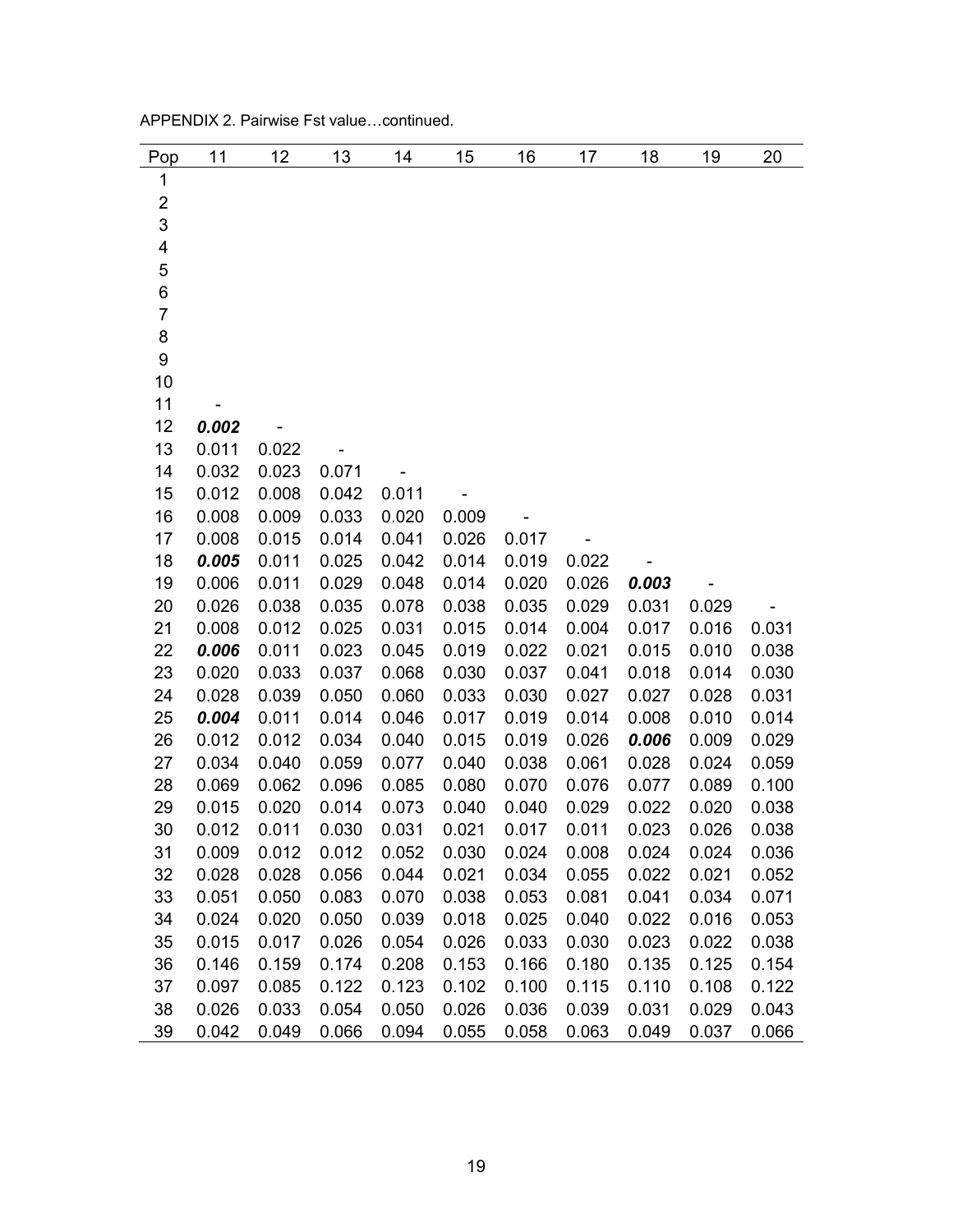APPENDIX 2. Pairwise Fst value…continued.

| Pop | 11 | 12 | 13 | 14 | 15 | 16 | 17 | 18 | 19 | 20 |
|---|---|---|---|---|---|---|---|---|---|---|
| 1 | | | | | | | | | | |
| 2 | | | | | | | | | | |
| 3 | | | | | | | | | | |
| 4 | | | | | | | | | | |
| 5 | | | | | | | | | | |
| 6 | | | | | | | | | | |
| 7 | | | | | | | | | | |
| 8 | | | | | | | | | | |
| 9 | | | | | | | | | | |
| 10 | | | | | | | | | | |
| 11 | - | | | | | | | | | |
| 12 | ***0.002*** | - | | | | | | | | |
| 13 | 0.011 | 0.022 | - | | | | | | | |
| 14 | 0.032 | 0.023 | 0.071 | - | | | | | | |
| 15 | 0.012 | 0.008 | 0.042 | 0.011 | - | | | | | |
| 16 | 0.008 | 0.009 | 0.033 | 0.020 | 0.009 | - | | | | |
| 17 | 0.008 | 0.015 | 0.014 | 0.041 | 0.026 | 0.017 | - | | | |
| 18 | ***0.005*** | 0.011 | 0.025 | 0.042 | 0.014 | 0.019 | 0.022 | - | | |
| 19 | 0.006 | 0.011 | 0.029 | 0.048 | 0.014 | 0.020 | 0.026 | ***0.003*** | - | |
| 20 | 0.026 | 0.038 | 0.035 | 0.078 | 0.038 | 0.035 | 0.029 | 0.031 | 0.029 | - |
| 21 | 0.008 | 0.012 | 0.025 | 0.031 | 0.015 | 0.014 | 0.004 | 0.017 | 0.016 | 0.031 |
| 22 | ***0.006*** | 0.011 | 0.023 | 0.045 | 0.019 | 0.022 | 0.021 | 0.015 | 0.010 | 0.038 |
| 23 | 0.020 | 0.033 | 0.037 | 0.068 | 0.030 | 0.037 | 0.041 | 0.018 | 0.014 | 0.030 |
| 24 | 0.028 | 0.039 | 0.050 | 0.060 | 0.033 | 0.030 | 0.027 | 0.027 | 0.028 | 0.031 |
| 25 | ***0.004*** | 0.011 | 0.014 | 0.046 | 0.017 | 0.019 | 0.014 | 0.008 | 0.010 | 0.014 |
| 26 | 0.012 | 0.012 | 0.034 | 0.040 | 0.015 | 0.019 | 0.026 | ***0.006*** | 0.009 | 0.029 |
| 27 | 0.034 | 0.040 | 0.059 | 0.077 | 0.040 | 0.038 | 0.061 | 0.028 | 0.024 | 0.059 |
| 28 | 0.069 | 0.062 | 0.096 | 0.085 | 0.080 | 0.070 | 0.076 | 0.077 | 0.089 | 0.100 |
| 29 | 0.015 | 0.020 | 0.014 | 0.073 | 0.040 | 0.040 | 0.029 | 0.022 | 0.020 | 0.038 |
| 30 | 0.012 | 0.011 | 0.030 | 0.031 | 0.021 | 0.017 | 0.011 | 0.023 | 0.026 | 0.038 |
| 31 | 0.009 | 0.012 | 0.012 | 0.052 | 0.030 | 0.024 | 0.008 | 0.024 | 0.024 | 0.036 |
| 32 | 0.028 | 0.028 | 0.056 | 0.044 | 0.021 | 0.034 | 0.055 | 0.022 | 0.021 | 0.052 |
| 33 | 0.051 | 0.050 | 0.083 | 0.070 | 0.038 | 0.053 | 0.081 | 0.041 | 0.034 | 0.071 |
| 34 | 0.024 | 0.020 | 0.050 | 0.039 | 0.018 | 0.025 | 0.040 | 0.022 | 0.016 | 0.053 |
| 35 | 0.015 | 0.017 | 0.026 | 0.054 | 0.026 | 0.033 | 0.030 | 0.023 | 0.022 | 0.038 |
| 36 | 0.146 | 0.159 | 0.174 | 0.208 | 0.153 | 0.166 | 0.180 | 0.135 | 0.125 | 0.154 |
| 37 | 0.097 | 0.085 | 0.122 | 0.123 | 0.102 | 0.100 | 0.115 | 0.110 | 0.108 | 0.122 |
| 38 | 0.026 | 0.033 | 0.054 | 0.050 | 0.026 | 0.036 | 0.039 | 0.031 | 0.029 | 0.043 |
| 39 | 0.042 | 0.049 | 0.066 | 0.094 | 0.055 | 0.058 | 0.063 | 0.049 | 0.037 | 0.066 |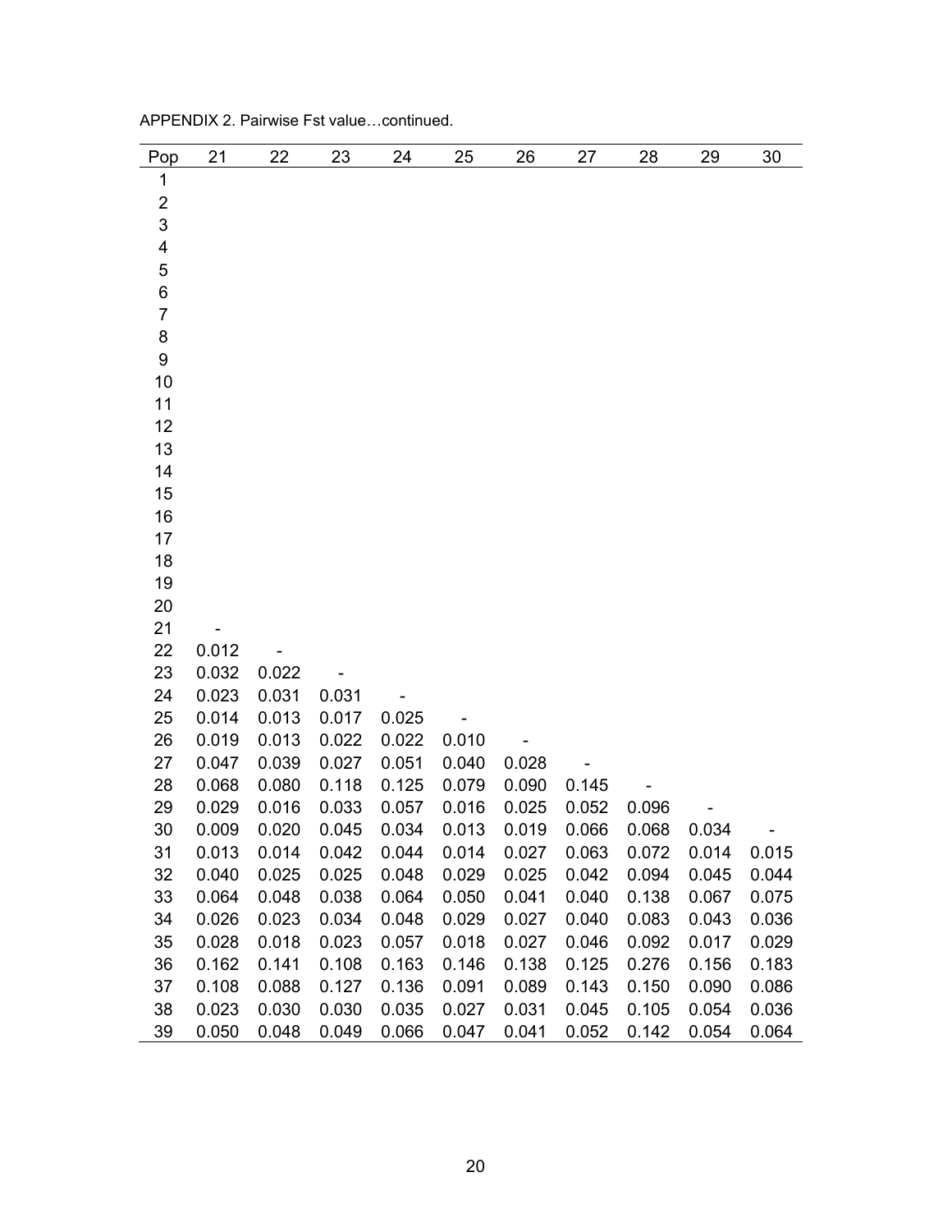APPENDIX 2. Pairwise Fst value…continued.

| Pop | 21 | 22 | 23 | 24 | 25 | 26 | 27 | 28 | 29 | 30 |
|---|---|---|---|---|---|---|---|---|---|---|
| 1 | | | | | | | | | | |
| 2 | | | | | | | | | | |
| 3 | | | | | | | | | | |
| 4 | | | | | | | | | | |
| 5 | | | | | | | | | | |
| 6 | | | | | | | | | | |
| 7 | | | | | | | | | | |
| 8 | | | | | | | | | | |
| 9 | | | | | | | | | | |
| 10 | | | | | | | | | | |
| 11 | | | | | | | | | | |
| 12 | | | | | | | | | | |
| 13 | | | | | | | | | | |
| 14 | | | | | | | | | | |
| 15 | | | | | | | | | | |
| 16 | | | | | | | | | | |
| 17 | | | | | | | | | | |
| 18 | | | | | | | | | | |
| 19 | | | | | | | | | | |
| 20 | | | | | | | | | | |
| 21 | - | | | | | | | | | |
| 22 | 0.012 | - | | | | | | | | |
| 23 | 0.032 | 0.022 | - | | | | | | | |
| 24 | 0.023 | 0.031 | 0.031 | - | | | | | | |
| 25 | 0.014 | 0.013 | 0.017 | 0.025 | - | | | | | |
| 26 | 0.019 | 0.013 | 0.022 | 0.022 | 0.010 | - | | | | |
| 27 | 0.047 | 0.039 | 0.027 | 0.051 | 0.040 | 0.028 | - | | | |
| 28 | 0.068 | 0.080 | 0.118 | 0.125 | 0.079 | 0.090 | 0.145 | - | | |
| 29 | 0.029 | 0.016 | 0.033 | 0.057 | 0.016 | 0.025 | 0.052 | 0.096 | - | |
| 30 | 0.009 | 0.020 | 0.045 | 0.034 | 0.013 | 0.019 | 0.066 | 0.068 | 0.034 | - |
| 31 | 0.013 | 0.014 | 0.042 | 0.044 | 0.014 | 0.027 | 0.063 | 0.072 | 0.014 | 0.015 |
| 32 | 0.040 | 0.025 | 0.025 | 0.048 | 0.029 | 0.025 | 0.042 | 0.094 | 0.045 | 0.044 |
| 33 | 0.064 | 0.048 | 0.038 | 0.064 | 0.050 | 0.041 | 0.040 | 0.138 | 0.067 | 0.075 |
| 34 | 0.026 | 0.023 | 0.034 | 0.048 | 0.029 | 0.027 | 0.040 | 0.083 | 0.043 | 0.036 |
| 35 | 0.028 | 0.018 | 0.023 | 0.057 | 0.018 | 0.027 | 0.046 | 0.092 | 0.017 | 0.029 |
| 36 | 0.162 | 0.141 | 0.108 | 0.163 | 0.146 | 0.138 | 0.125 | 0.276 | 0.156 | 0.183 |
| 37 | 0.108 | 0.088 | 0.127 | 0.136 | 0.091 | 0.089 | 0.143 | 0.150 | 0.090 | 0.086 |
| 38 | 0.023 | 0.030 | 0.030 | 0.035 | 0.027 | 0.031 | 0.045 | 0.105 | 0.054 | 0.036 |
| 39 | 0.050 | 0.048 | 0.049 | 0.066 | 0.047 | 0.041 | 0.052 | 0.142 | 0.054 | 0.064 |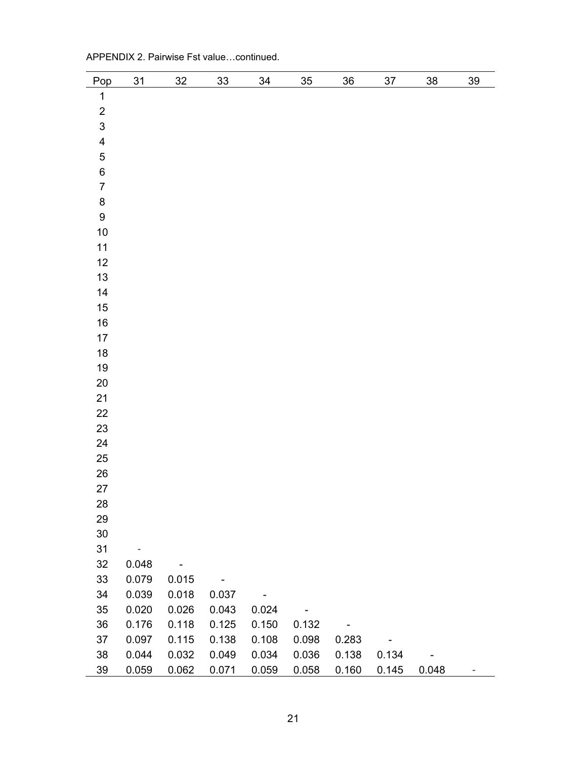APPENDIX 2. Pairwise Fst value…continued.

| Pop | 31 | 32 | 33 | 34 | 35 | 36 | 37 | 38 | 39 |
|---|---|---|---|---|---|---|---|---|---|
| 1 | | | | | | | | | |
| 2 | | | | | | | | | |
| 3 | | | | | | | | | |
| 4 | | | | | | | | | |
| 5 | | | | | | | | | |
| 6 | | | | | | | | | |
| 7 | | | | | | | | | |
| 8 | | | | | | | | | |
| 9 | | | | | | | | | |
| 10 | | | | | | | | | |
| 11 | | | | | | | | | |
| 12 | | | | | | | | | |
| 13 | | | | | | | | | |
| 14 | | | | | | | | | |
| 15 | | | | | | | | | |
| 16 | | | | | | | | | |
| 17 | | | | | | | | | |
| 18 | | | | | | | | | |
| 19 | | | | | | | | | |
| 20 | | | | | | | | | |
| 21 | | | | | | | | | |
| 22 | | | | | | | | | |
| 23 | | | | | | | | | |
| 24 | | | | | | | | | |
| 25 | | | | | | | | | |
| 26 | | | | | | | | | |
| 27 | | | | | | | | | |
| 28 | | | | | | | | | |
| 29 | | | | | | | | | |
| 30 | | | | | | | | | |
| 31 | - | | | | | | | | |
| 32 | 0.048 | - | | | | | | | |
| 33 | 0.079 | 0.015 | - | | | | | | |
| 34 | 0.039 | 0.018 | 0.037 | - | | | | | |
| 35 | 0.020 | 0.026 | 0.043 | 0.024 | - | | | | |
| 36 | 0.176 | 0.118 | 0.125 | 0.150 | 0.132 | - | | | |
| 37 | 0.097 | 0.115 | 0.138 | 0.108 | 0.098 | 0.283 | - | | |
| 38 | 0.044 | 0.032 | 0.049 | 0.034 | 0.036 | 0.138 | 0.134 | - | |
| 39 | 0.059 | 0.062 | 0.071 | 0.059 | 0.058 | 0.160 | 0.145 | 0.048 | - |